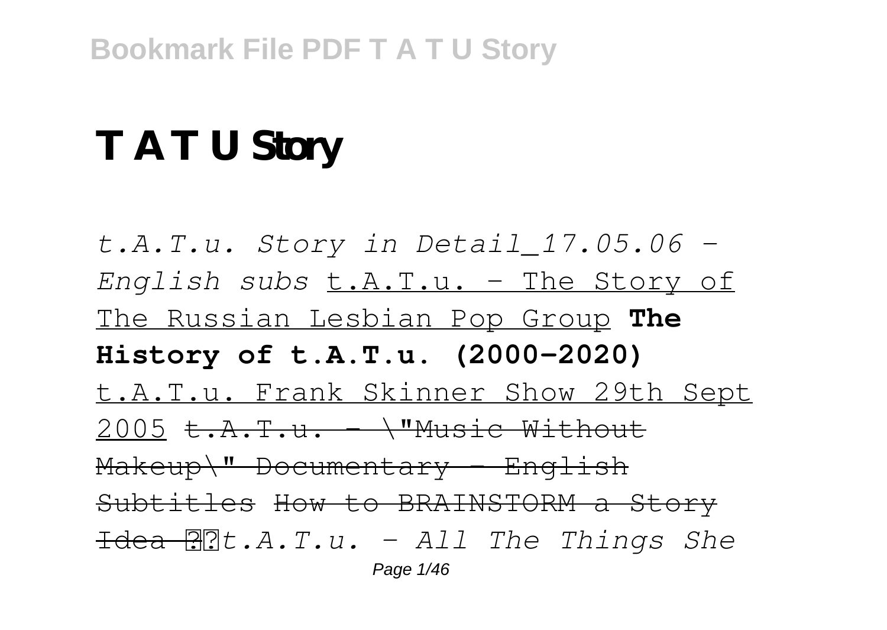# T A T U Story

*t.A.T.u. Story in Detail_17.05.06 - English subs* t.A.T.u. - The Story of The Russian Lesbian Pop Group **The History of t.A.T.u. (2000-2020)** t.A.T.u. Frank Skinner Show 29th Sept 2005 ~~t.A.T.u. - \"Music Without Makeup\" Documentary - English Subtitles~~ ~~How to BRAINSTORM a Story Idea ??~~*t.A.T.u. - All The Things She*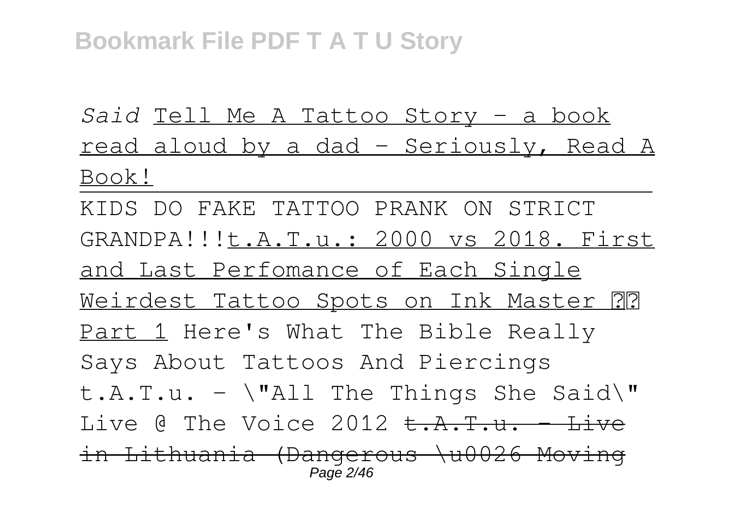*Said* Tell Me A Tattoo Story - a book read aloud by a dad - Seriously, Read A Book!

KIDS DO FAKE TATTOO PRANK ON STRICT GRANDPA!!!t.A.T.u.: 2000 vs 2018. First and Last Perfomance of Each Single Weirdest Tattoo Spots on Ink Master ?? Part 1 Here's What The Bible Really Says About Tattoos And Piercings t.A.T.u. - \"All The Things She Said\" Live @ The Voice 2012 ~~t.A.T.u. - Live in Lithuania (Dangerous \u0026 Moving~~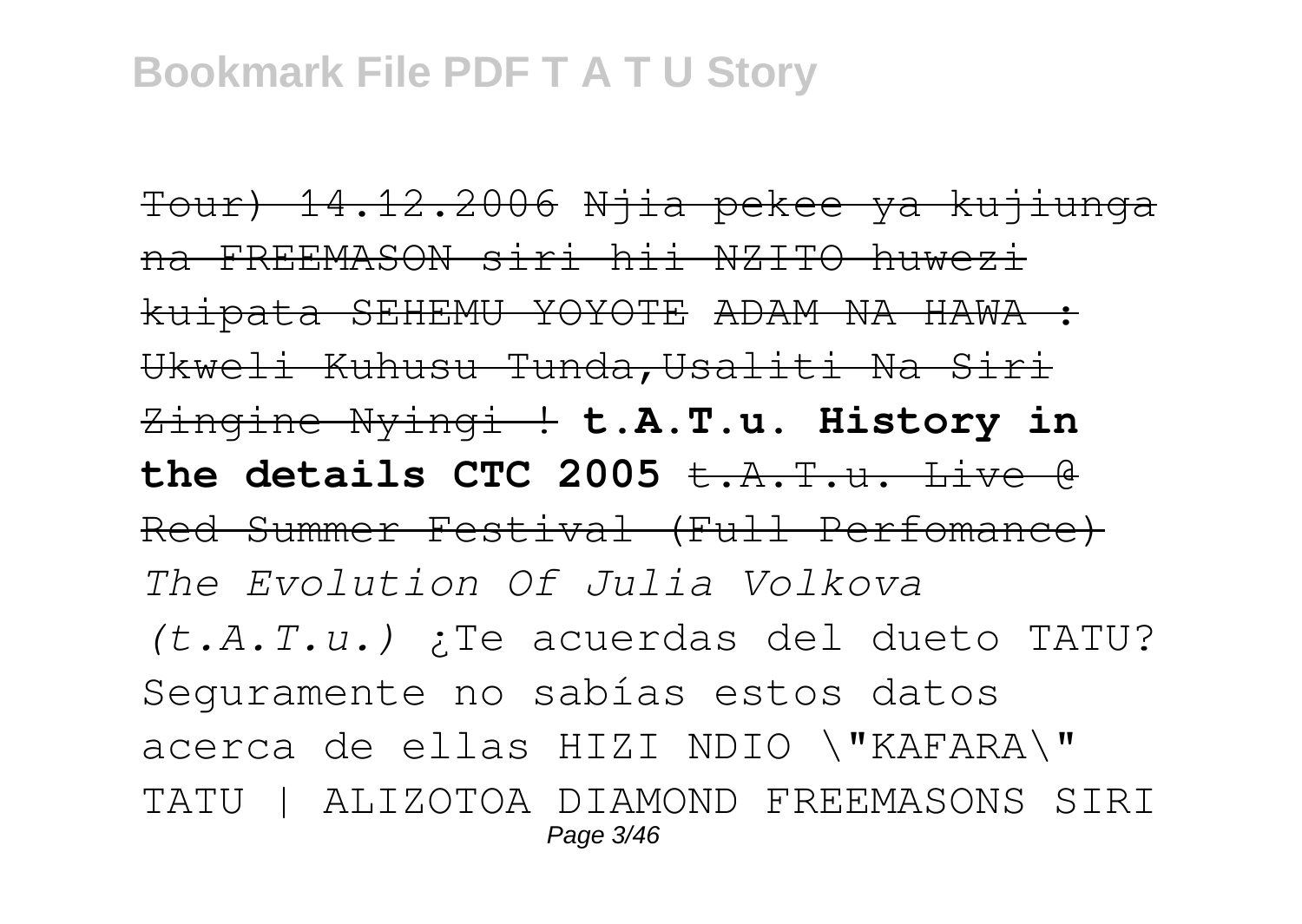~~Tour) 14.12.2006~~ ~~Njia pekee ya kujiunga na FREEMASON siri hii NZITO huwezi kuipata SEHEMU YOYOTE~~ ~~ADAM NA HAWA : Ukweli Kuhusu Tunda,Usaliti Na Siri Zingine Nyingi !~~ **t.A.T.u. History in the details CTC 2005** ~~t.A.T.u. Live @ Red Summer Festival (Full Perfomance)~~ *The Evolution Of Julia Volkova (t.A.T.u.)* ¿Te acuerdas del dueto TATU? Seguramente no sabías estos datos acerca de ellas HIZI NDIO \"KAFARA\" TATU | ALIZOTOA DIAMOND FREEMASONS SIRI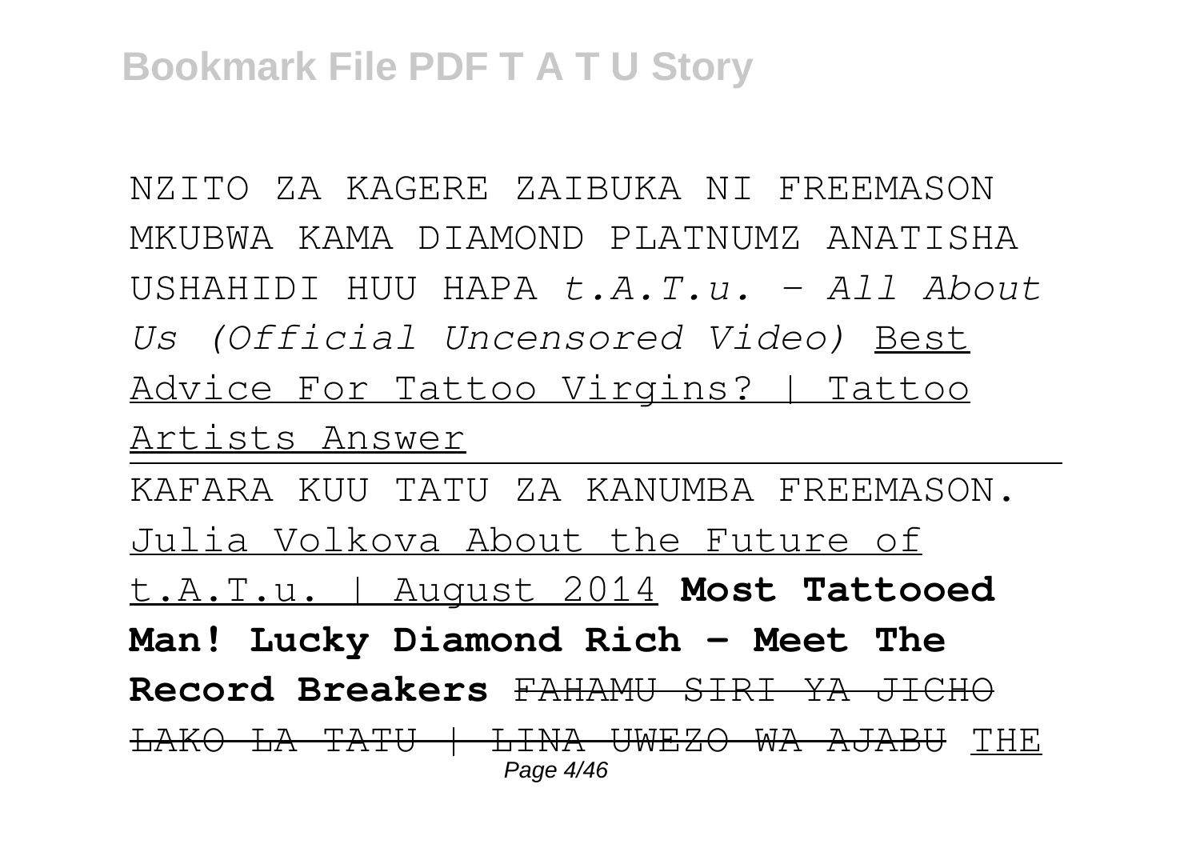NZITO ZA KAGERE ZAIBUKA NI FREEMASON MKUBWA KAMA DIAMOND PLATNUMZ ANATISHA USHAHIDI HUU HAPA *t.A.T.u. - All About Us (Official Uncensored Video)* Best Advice For Tattoo Virgins? | Tattoo Artists Answer

KAFARA KUU TATU ZA KANUMBA FREEMASON. Julia Volkova About the Future of t.A.T.u. | August 2014 **Most Tattooed Man! Lucky Diamond Rich - Meet The Record Breakers** ~~FAHAMU SIRI YA JICHO LAKO LA TATU | LINA UWEZO WA AJABU~~ THE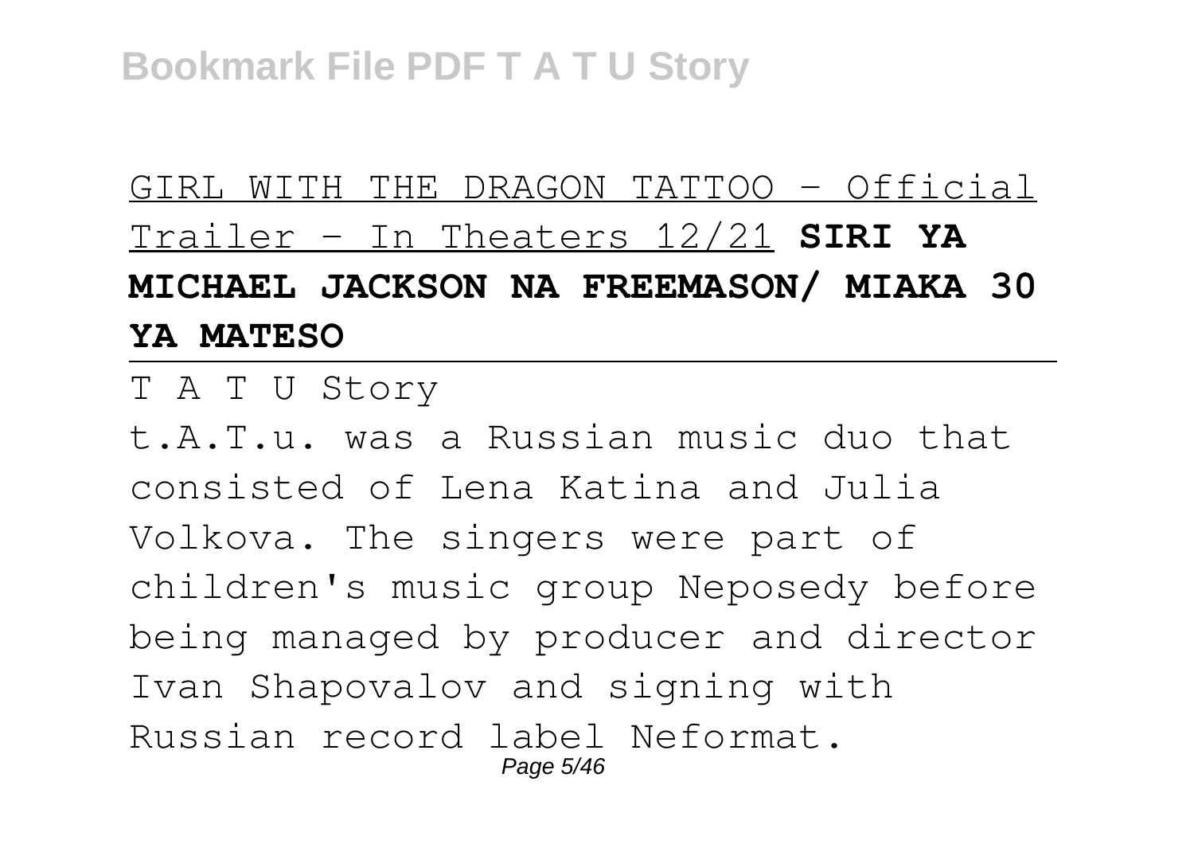GIRL WITH THE DRAGON TATTOO - Official Trailer - In Theaters 12/21 **SIRI YA MICHAEL JACKSON NA FREEMASON/ MIAKA 30 YA MATESO**

---

T A T U Story

t.A.T.u. was a Russian music duo that consisted of Lena Katina and Julia Volkova. The singers were part of children's music group Neposedy before being managed by producer and director Ivan Shapovalov and signing with Russian record label Neformat.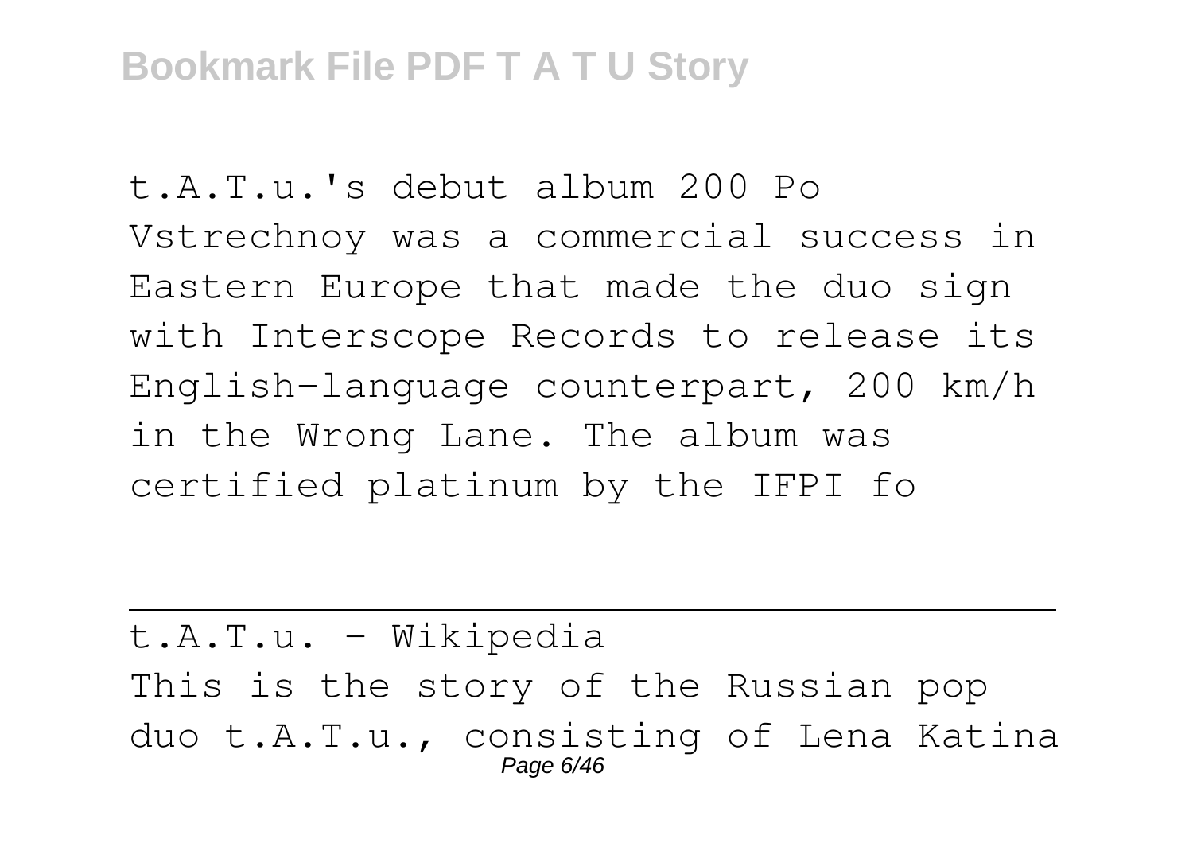t.A.T.u.'s debut album 200 Po Vstrechnoy was a commercial success in Eastern Europe that made the duo sign with Interscope Records to release its English-language counterpart, 200 km/h in the Wrong Lane. The album was certified platinum by the IFPI fo

---

t.A.T.u. - Wikipedia

This is the story of the Russian pop duo t.A.T.u., consisting of Lena Katina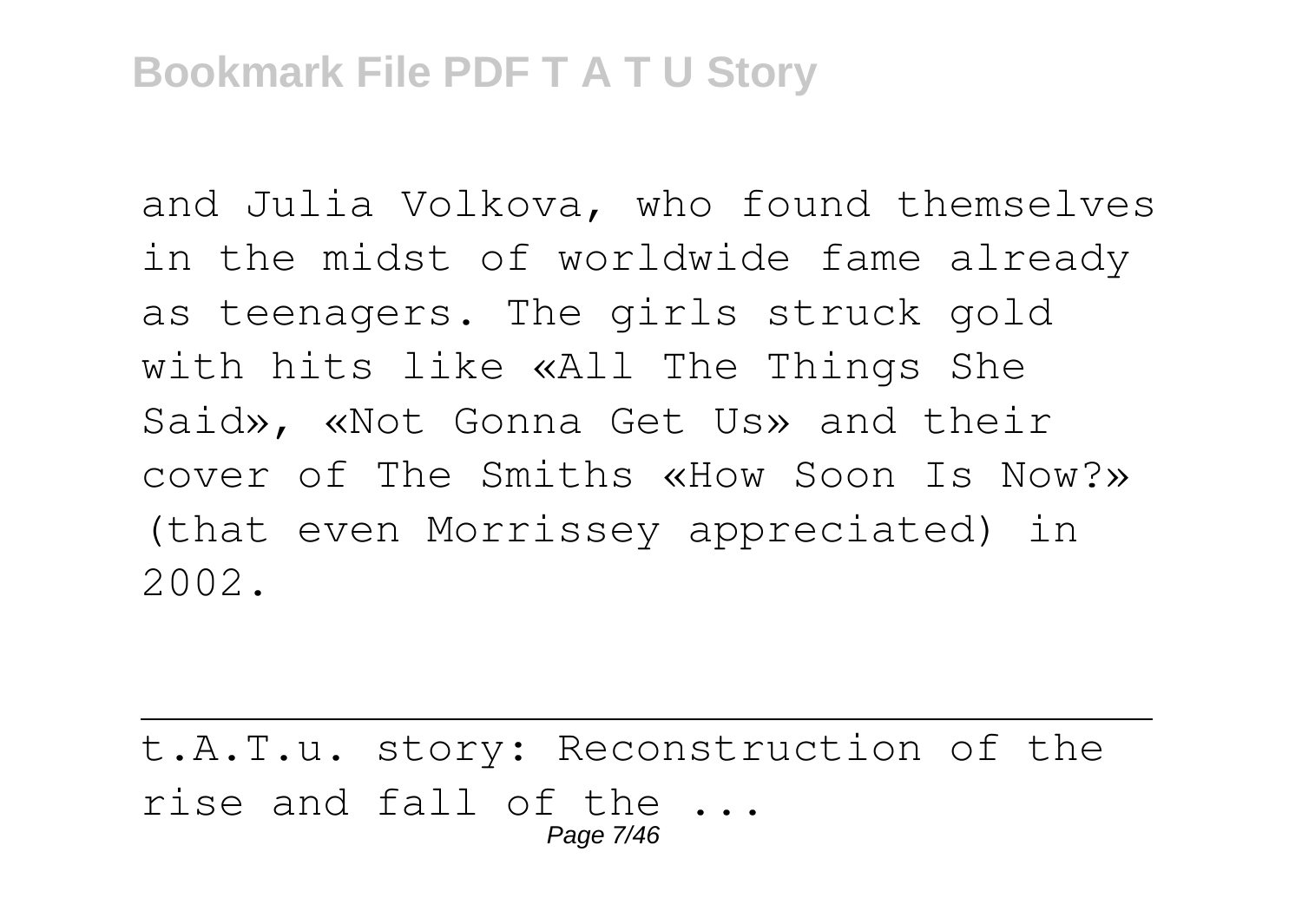and Julia Volkova, who found themselves in the midst of worldwide fame already as teenagers. The girls struck gold with hits like «All The Things She Said», «Not Gonna Get Us» and their cover of The Smiths «How Soon Is Now?» (that even Morrissey appreciated) in 2002.

---

t.A.T.u. story: Reconstruction of the rise and fall of the ...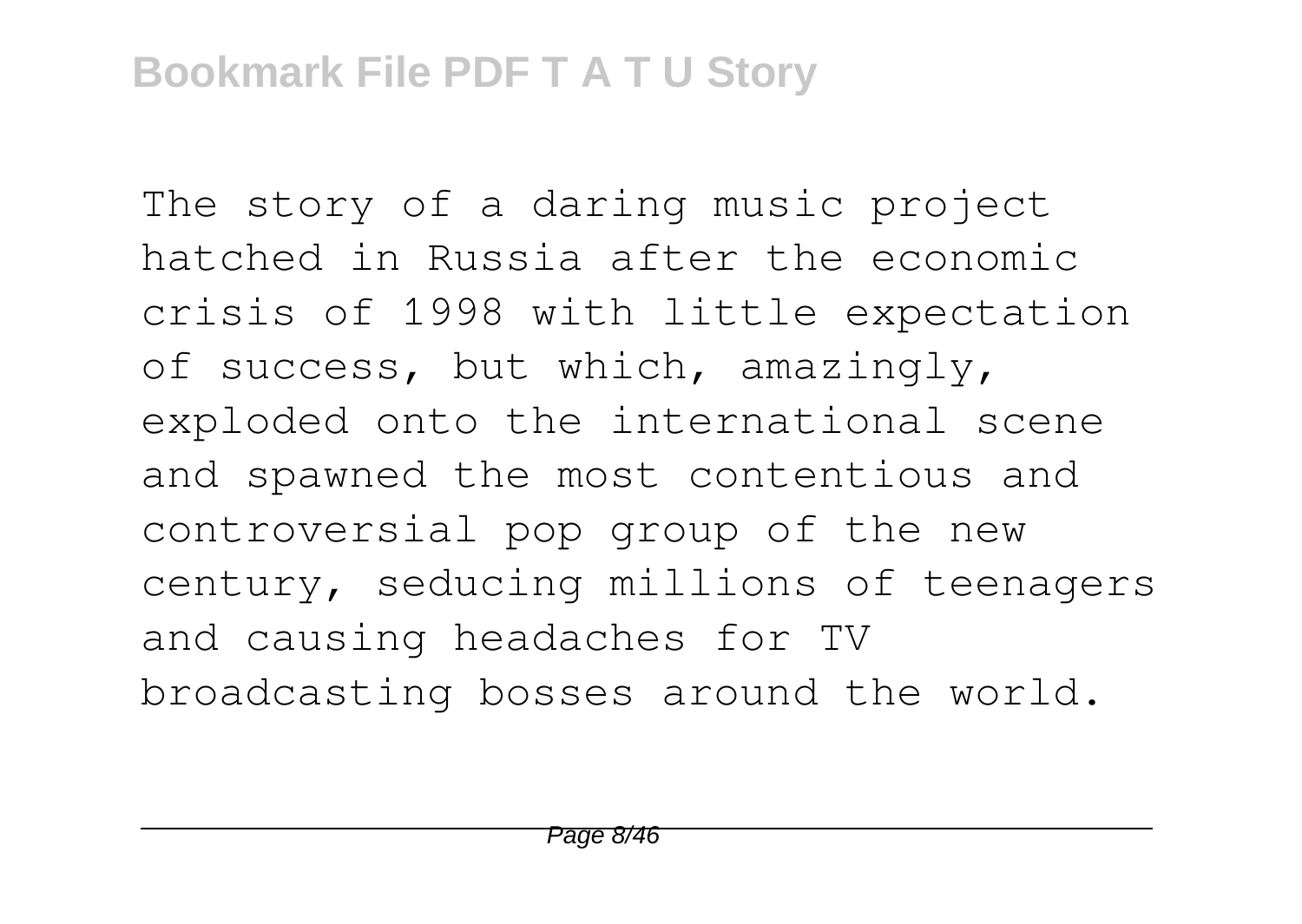The story of a daring music project hatched in Russia after the economic crisis of 1998 with little expectation of success, but which, amazingly, exploded onto the international scene and spawned the most contentious and controversial pop group of the new century, seducing millions of teenagers and causing headaches for TV broadcasting bosses around the world.

---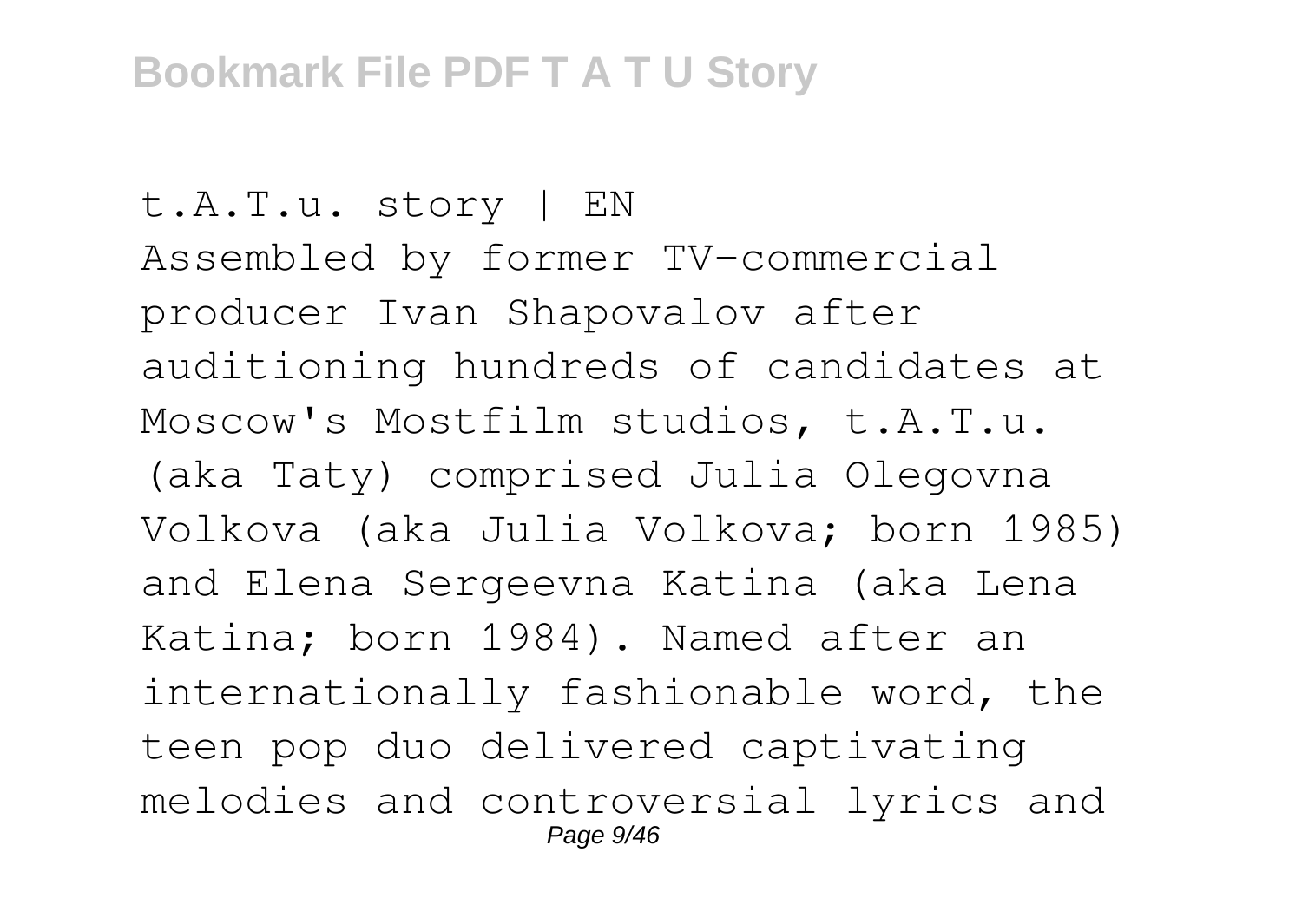t.A.T.u. story | EN

Assembled by former TV-commercial producer Ivan Shapovalov after auditioning hundreds of candidates at Moscow's Mostfilm studios, t.A.T.u. (aka Taty) comprised Julia Olegovna Volkova (aka Julia Volkova; born 1985) and Elena Sergeevna Katina (aka Lena Katina; born 1984). Named after an internationally fashionable word, the teen pop duo delivered captivating melodies and controversial lyrics and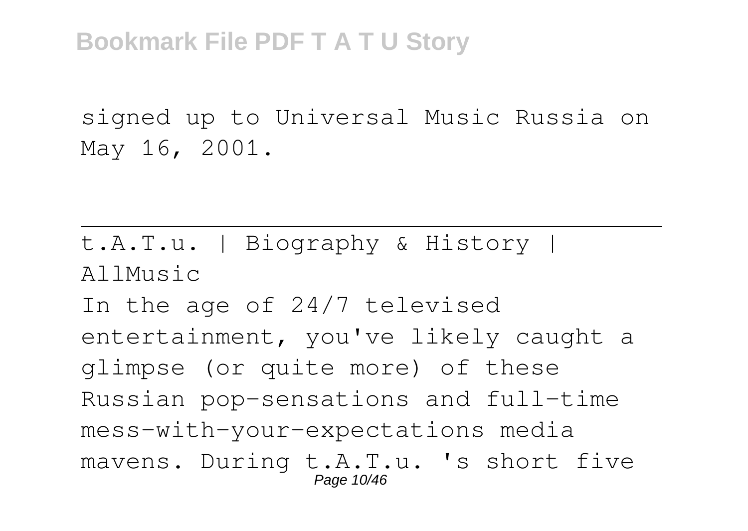signed up to Universal Music Russia on May 16, 2001.

---

t.A.T.u. | Biography & History | AllMusic

In the age of 24/7 televised entertainment, you've likely caught a glimpse (or quite more) of these Russian pop-sensations and full-time mess-with-your-expectations media mavens. During t.A.T.u. 's short five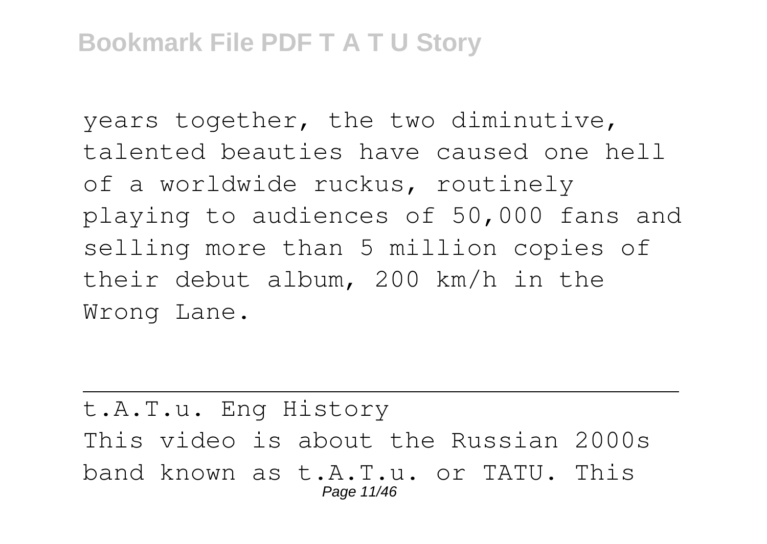years together, the two diminutive, talented beauties have caused one hell of a worldwide ruckus, routinely playing to audiences of 50,000 fans and selling more than 5 million copies of their debut album, 200 km/h in the Wrong Lane.

---

t.A.T.u. Eng History

This video is about the Russian 2000s band known as t.A.T.u. or TATU. This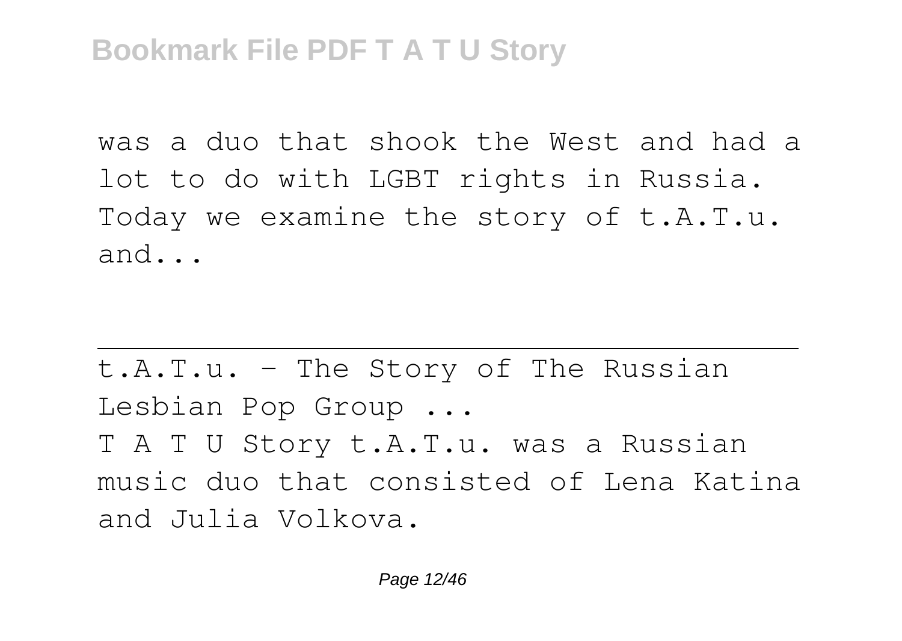was a duo that shook the West and had a lot to do with LGBT rights in Russia. Today we examine the story of t.A.T.u. and...

---

t.A.T.u. - The Story of The Russian Lesbian Pop Group ...

T A T U Story t.A.T.u. was a Russian music duo that consisted of Lena Katina and Julia Volkova.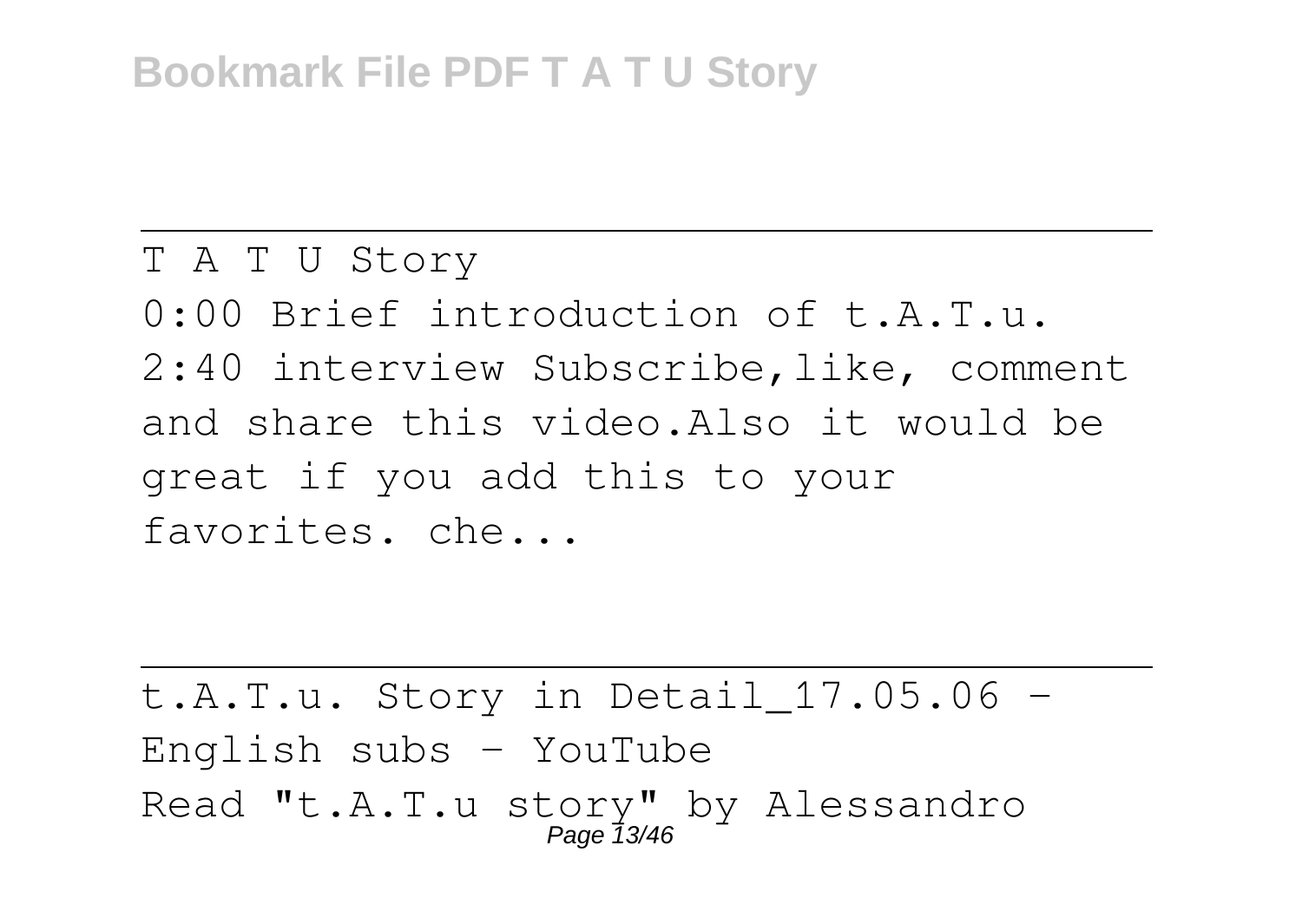T A T U Story

0:00 Brief introduction of t.A.T.u. 2:40 interview Subscribe,like, comment and share this video.Also it would be great if you add this to your favorites. che...

---

t.A.T.u. Story in Detail_17.05.06 - English subs - YouTube

Read "t.A.T.u story" by Alessandro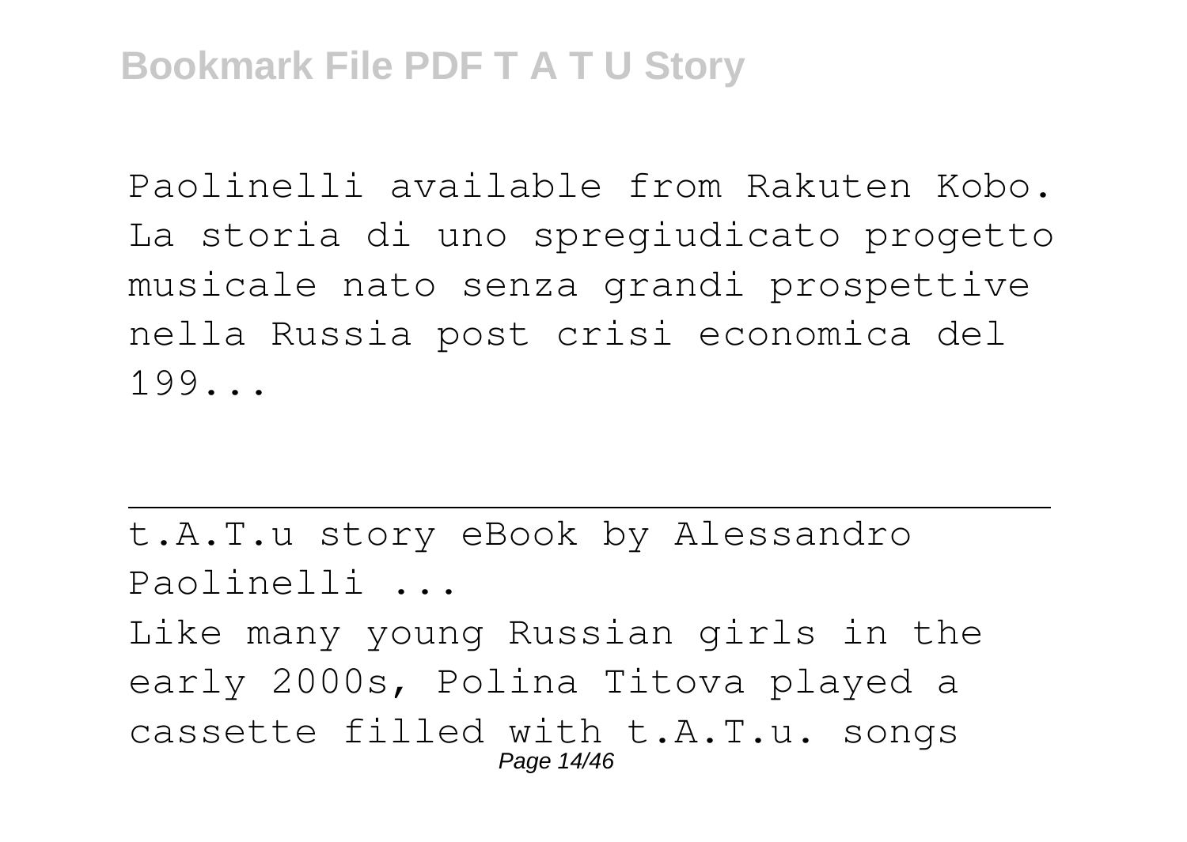Paolinelli available from Rakuten Kobo. La storia di uno spregiudicato progetto musicale nato senza grandi prospettive nella Russia post crisi economica del 199...

t.A.T.u story eBook by Alessandro Paolinelli ...

Like many young Russian girls in the early 2000s, Polina Titova played a cassette filled with t.A.T.u. songs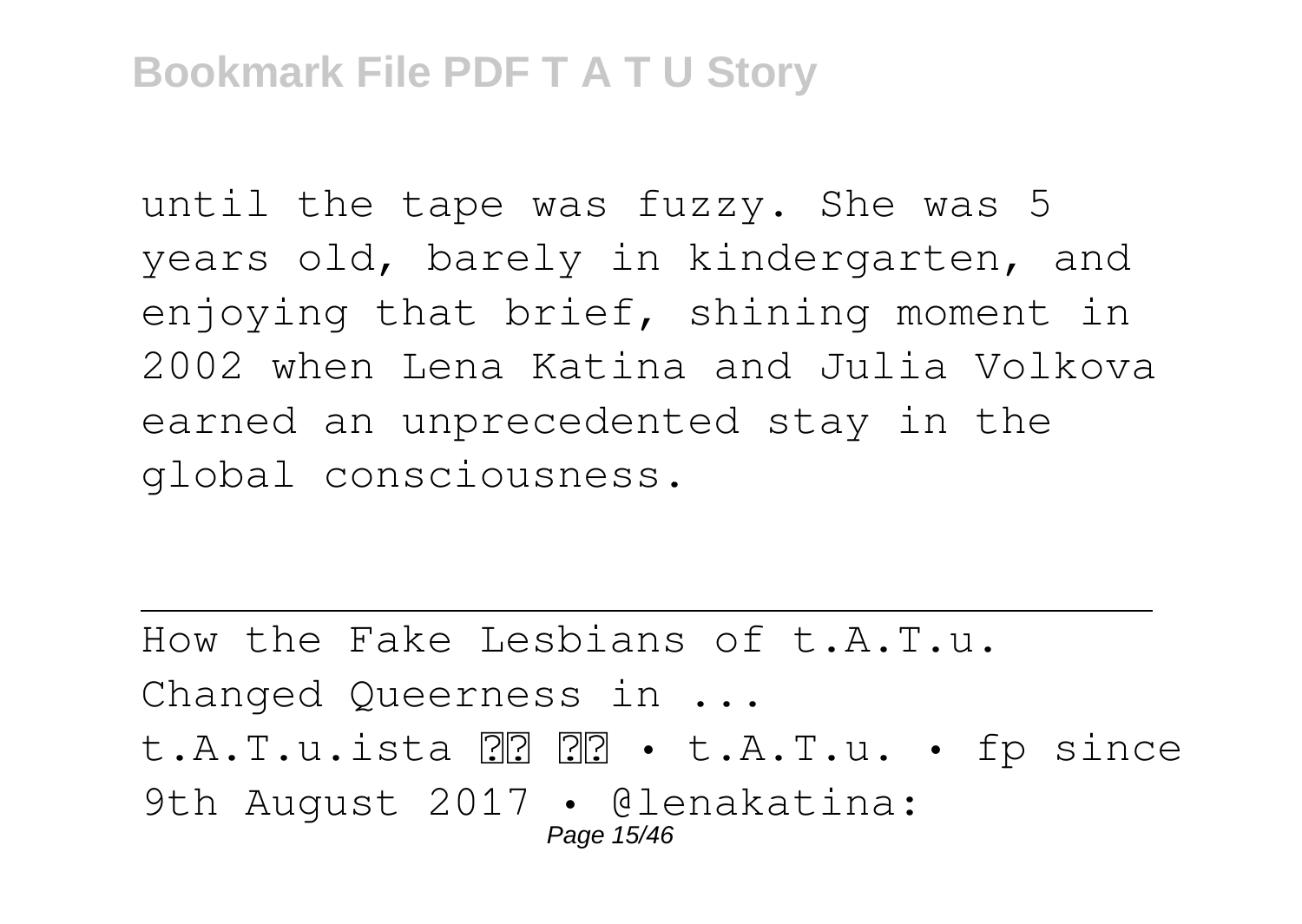until the tape was fuzzy. She was 5 years old, barely in kindergarten, and enjoying that brief, shining moment in 2002 when Lena Katina and Julia Volkova earned an unprecedented stay in the global consciousness.

---

How the Fake Lesbians of t.A.T.u. Changed Queerness in ...

t.A.T.u.ista ?? ?? • t.A.T.u. • fp since 9th August 2017 • @lenakatina: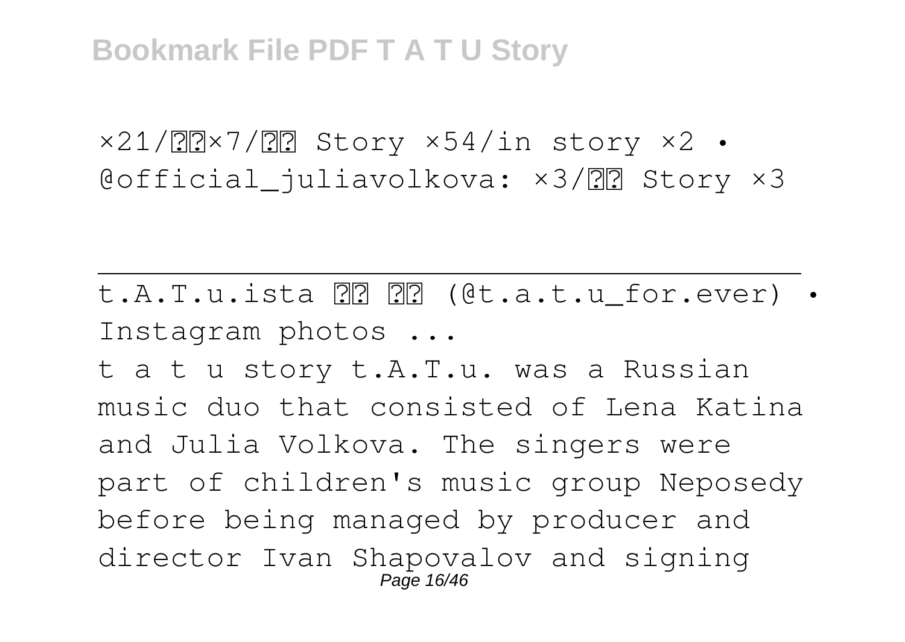×21/??×7/?? Story ×54/in story ×2 • @official_juliavolkova: ×3/?? Story ×3

---

t.A.T.u.ista ?? ?? (@t.a.t.u_for.ever) • Instagram photos ...

t a t u story t.A.T.u. was a Russian music duo that consisted of Lena Katina and Julia Volkova. The singers were part of children's music group Neposedy before being managed by producer and director Ivan Shapovalov and signing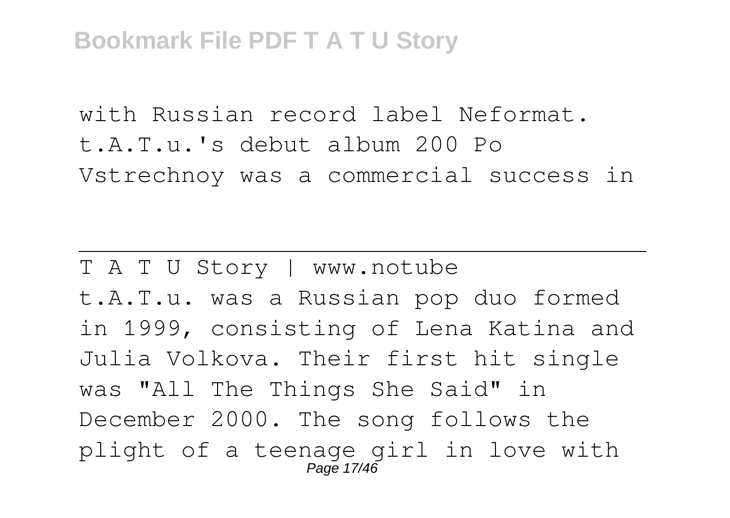with Russian record label Neformat. t.A.T.u.'s debut album 200 Po Vstrechnoy was a commercial success in

---

T A T U Story | www.notube

t.A.T.u. was a Russian pop duo formed in 1999, consisting of Lena Katina and Julia Volkova. Their first hit single was "All The Things She Said" in December 2000. The song follows the plight of a teenage girl in love with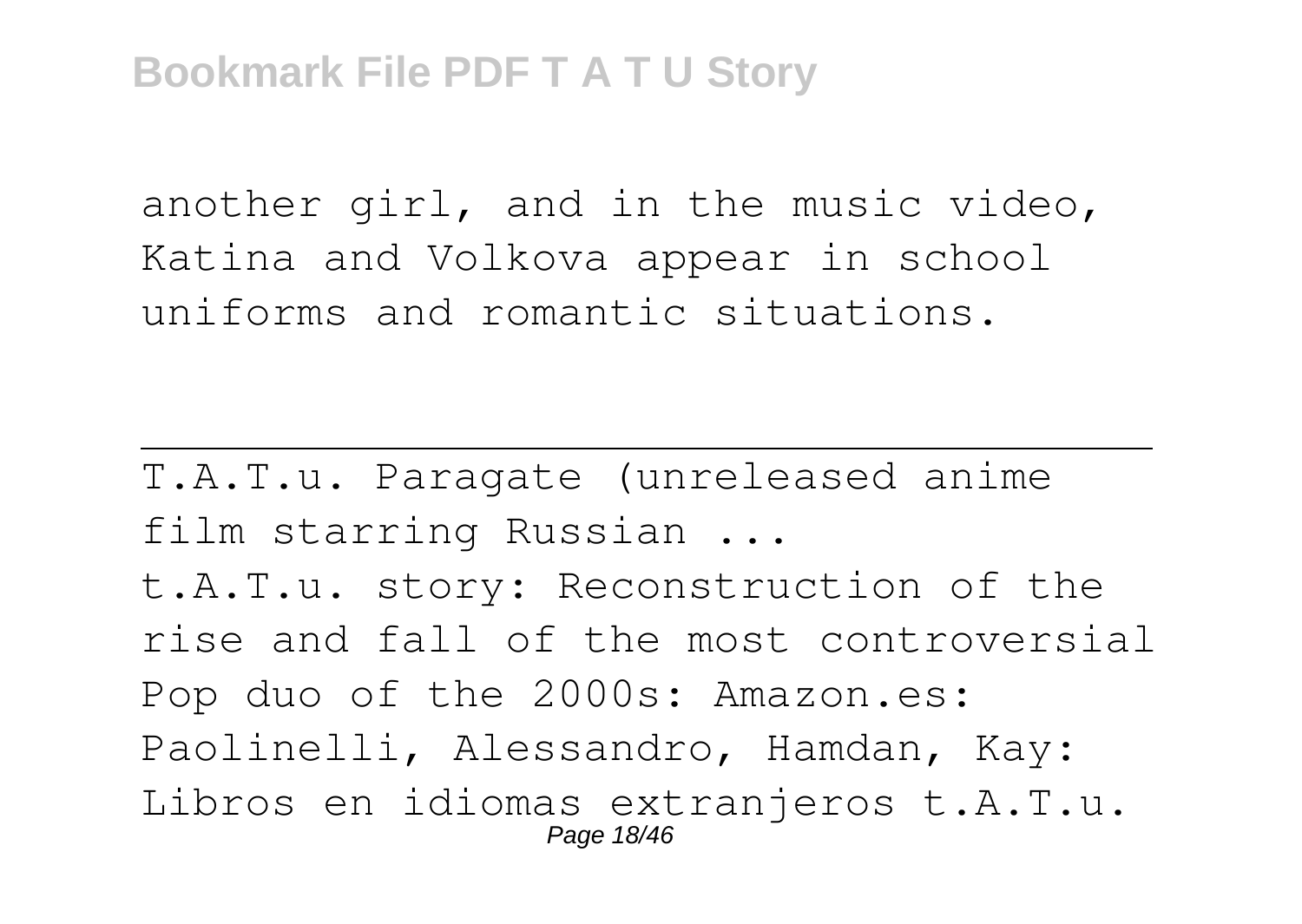another girl, and in the music video, Katina and Volkova appear in school uniforms and romantic situations.

---

T.A.T.u. Paragate (unreleased anime film starring Russian ...

t.A.T.u. story: Reconstruction of the rise and fall of the most controversial Pop duo of the 2000s: Amazon.es: Paolinelli, Alessandro, Hamdan, Kay: Libros en idiomas extranjeros t.A.T.u.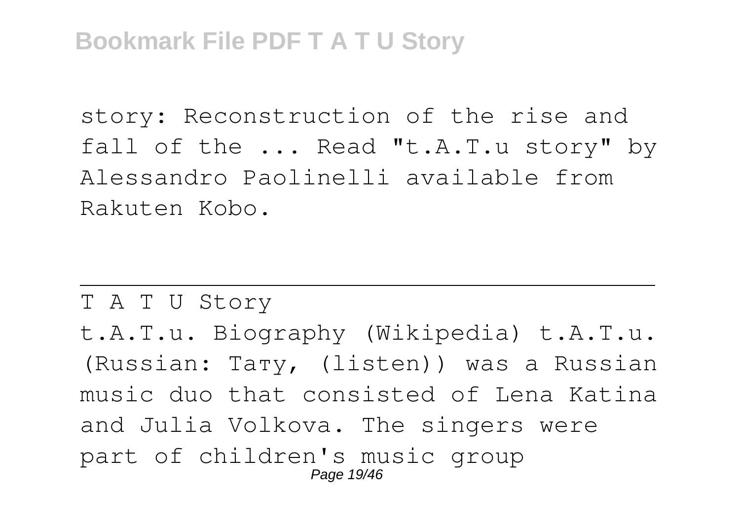story: Reconstruction of the rise and fall of the ... Read "t.A.T.u story" by Alessandro Paolinelli available from Rakuten Kobo.

---

T A T U Story

t.A.T.u. Biography (Wikipedia) t.A.T.u. (Russian: Тату, (listen)) was a Russian music duo that consisted of Lena Katina and Julia Volkova. The singers were part of children's music group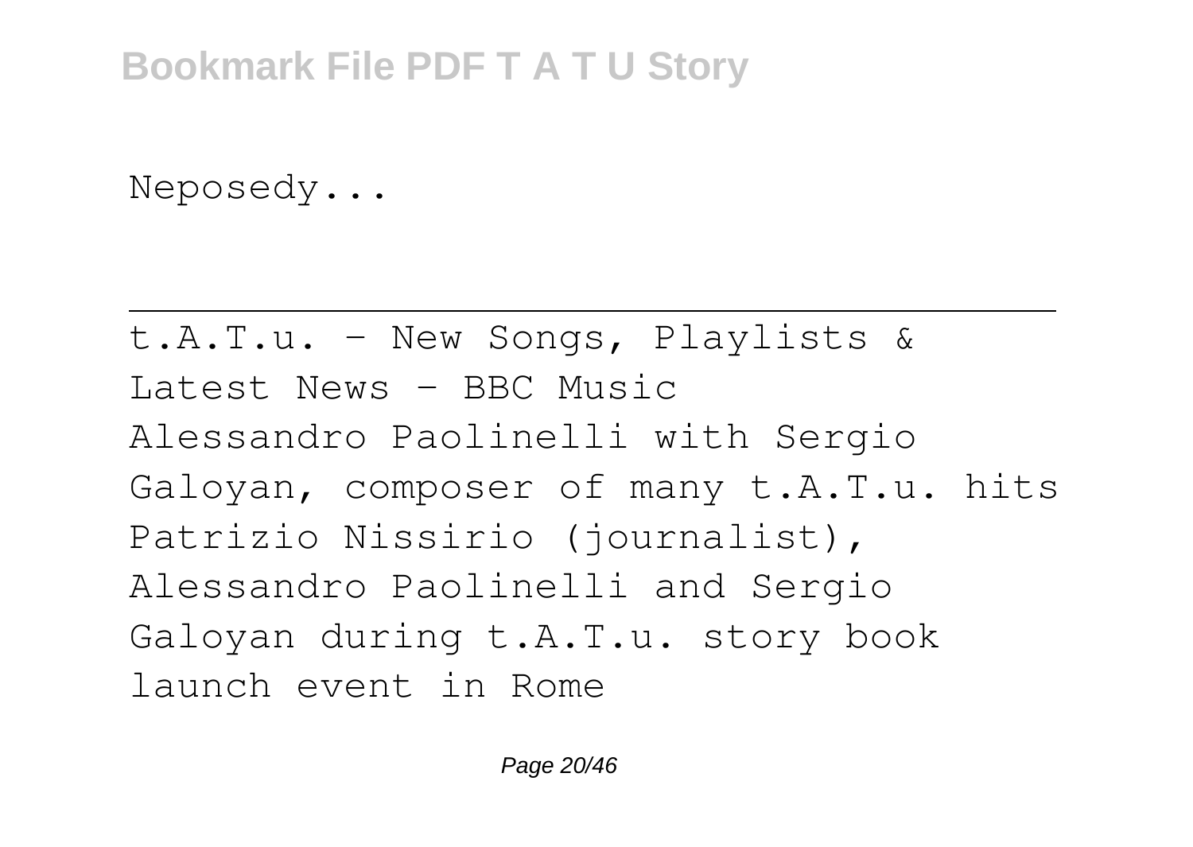Neposedy...

---

t.A.T.u. - New Songs, Playlists & Latest News - BBC Music
Alessandro Paolinelli with Sergio Galoyan, composer of many t.A.T.u. hits Patrizio Nissirio (journalist), Alessandro Paolinelli and Sergio Galoyan during t.A.T.u. story book launch event in Rome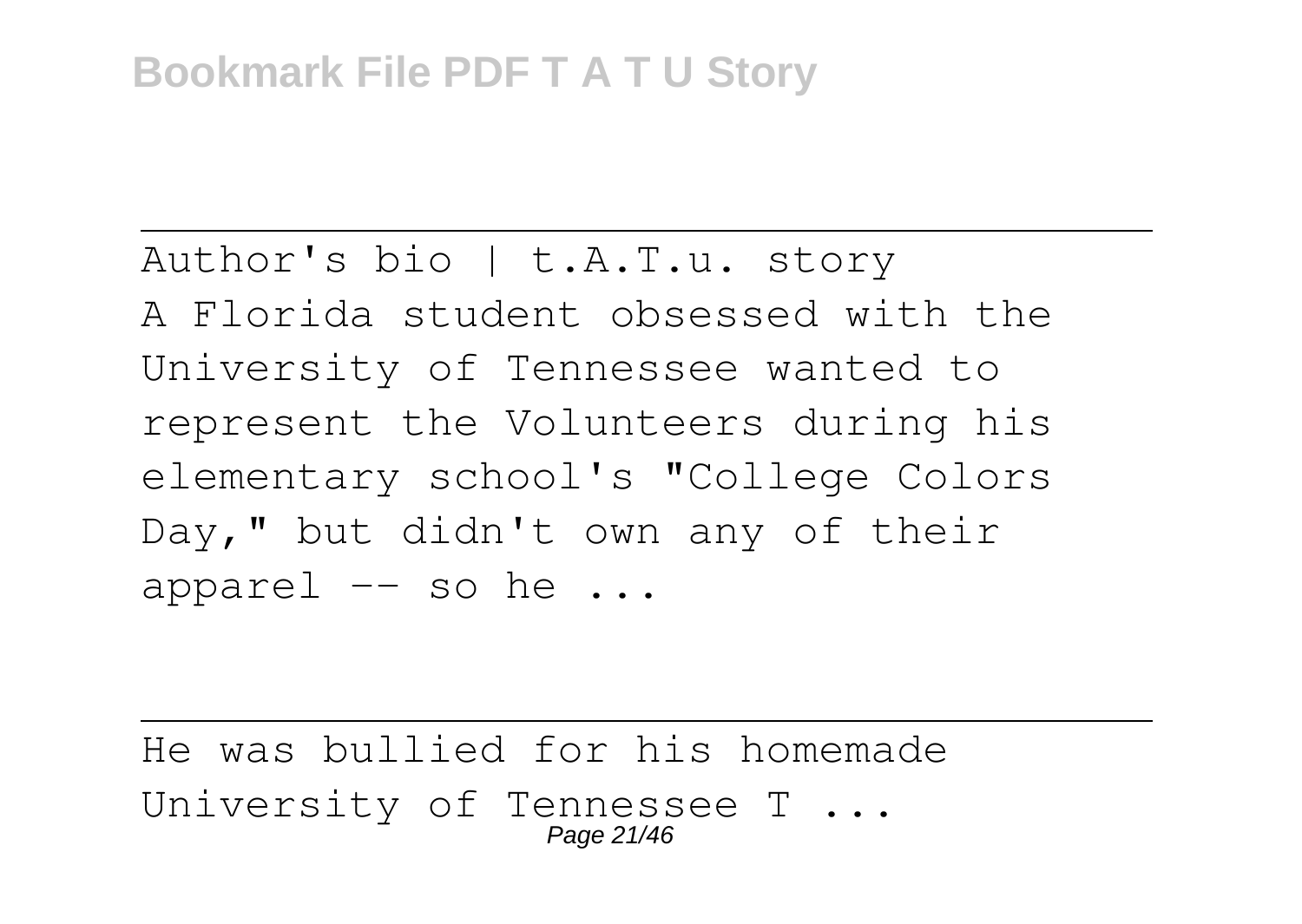Author's bio | t.A.T.u. story

A Florida student obsessed with the University of Tennessee wanted to represent the Volunteers during his elementary school's "College Colors Day," but didn't own any of their apparel -- so he ...

He was bullied for his homemade University of Tennessee T ...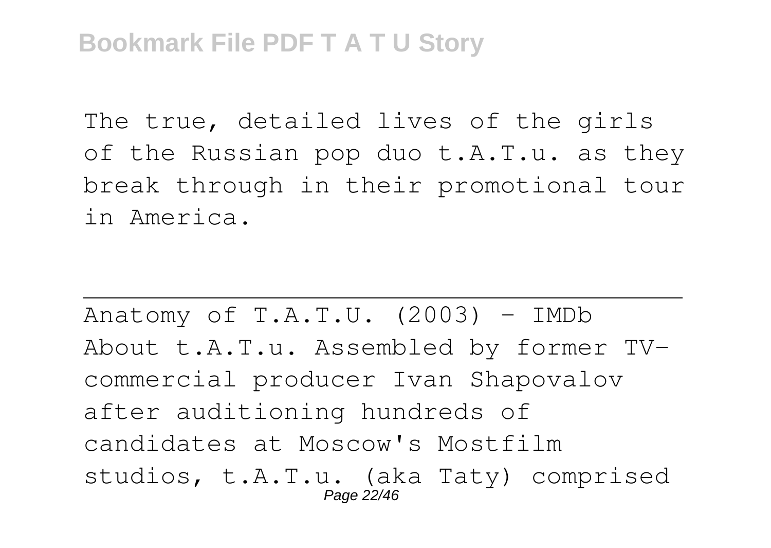The true, detailed lives of the girls of the Russian pop duo t.A.T.u. as they break through in their promotional tour in America.

---

Anatomy of T.A.T.U. (2003) - IMDb

About t.A.T.u. Assembled by former TV-commercial producer Ivan Shapovalov after auditioning hundreds of candidates at Moscow's Mostfilm studios, t.A.T.u. (aka Taty) comprised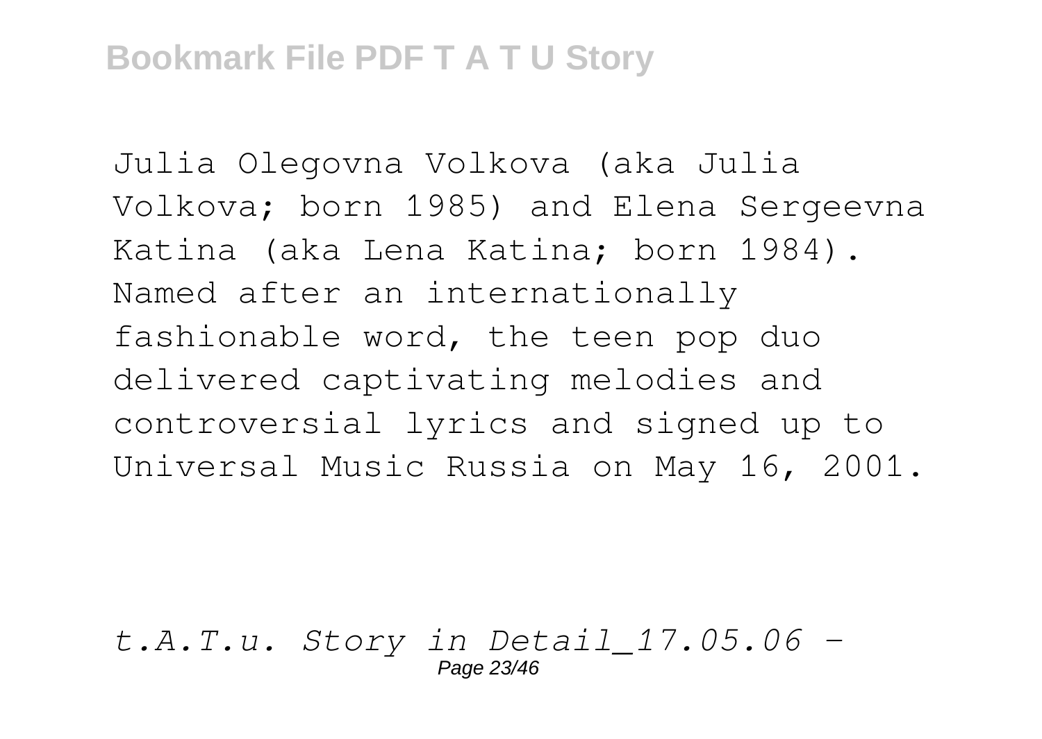Julia Olegovna Volkova (aka Julia Volkova; born 1985) and Elena Sergeevna Katina (aka Lena Katina; born 1984). Named after an internationally fashionable word, the teen pop duo delivered captivating melodies and controversial lyrics and signed up to Universal Music Russia on May 16, 2001.

*t.A.T.u. Story in Detail_17.05.06 -*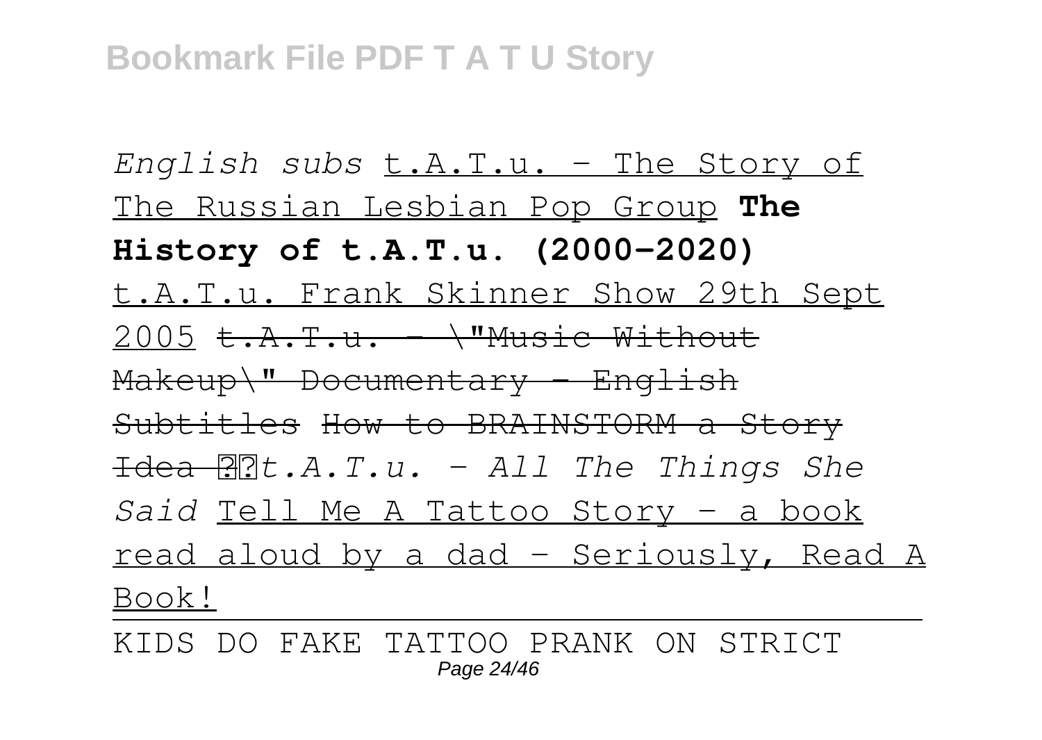*English subs* t.A.T.u. - The Story of The Russian Lesbian Pop Group **The History of t.A.T.u. (2000-2020)** t.A.T.u. Frank Skinner Show 29th Sept 2005 ~~t.A.T.u. - \"Music Without Makeup\" Documentary - English Subtitles~~ ~~How to BRAINSTORM a Story Idea ??~~ *t.A.T.u. - All The Things She Said* Tell Me A Tattoo Story - a book read aloud by a dad - Seriously, Read A Book!

KIDS DO FAKE TATTOO PRANK ON STRICT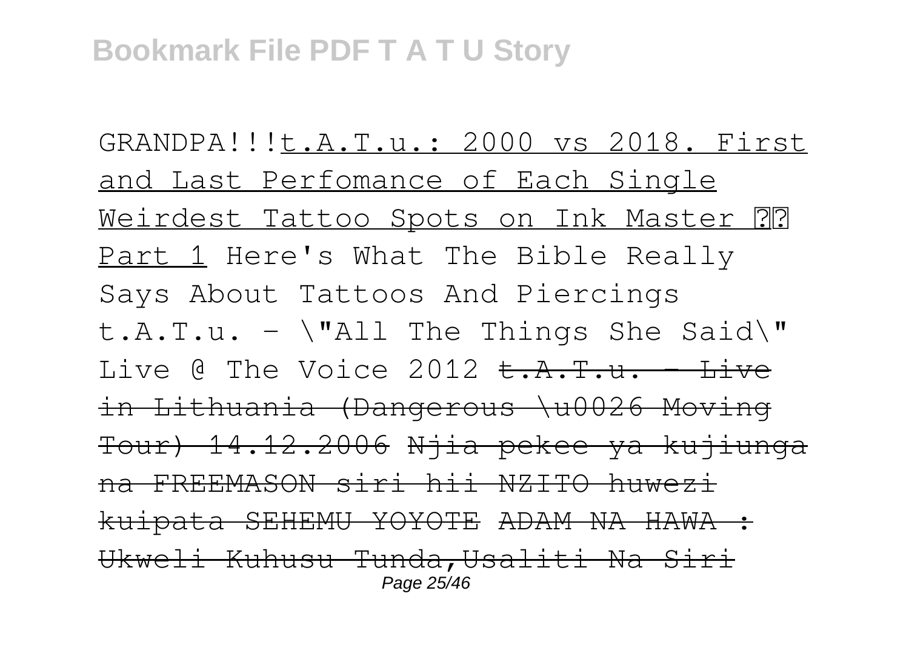GRANDPA!!!t.A.T.u.: 2000 vs 2018. First and Last Perfomance of Each Single Weirdest Tattoo Spots on Ink Master ?? Part 1 Here's What The Bible Really Says About Tattoos And Piercings t.A.T.u. - \"All The Things She Said\" Live @ The Voice 2012 ~~t.A.T.u. - Live in Lithuania (Dangerous \u0026 Moving Tour) 14.12.2006~~ ~~Njia pekee ya kujiunga na FREEMASON siri hii NZITO huwezi kuipata SEHEMU YOYOTE~~ ~~ADAM NA HAWA : Ukweli Kuhusu Tunda,Usaliti Na Siri~~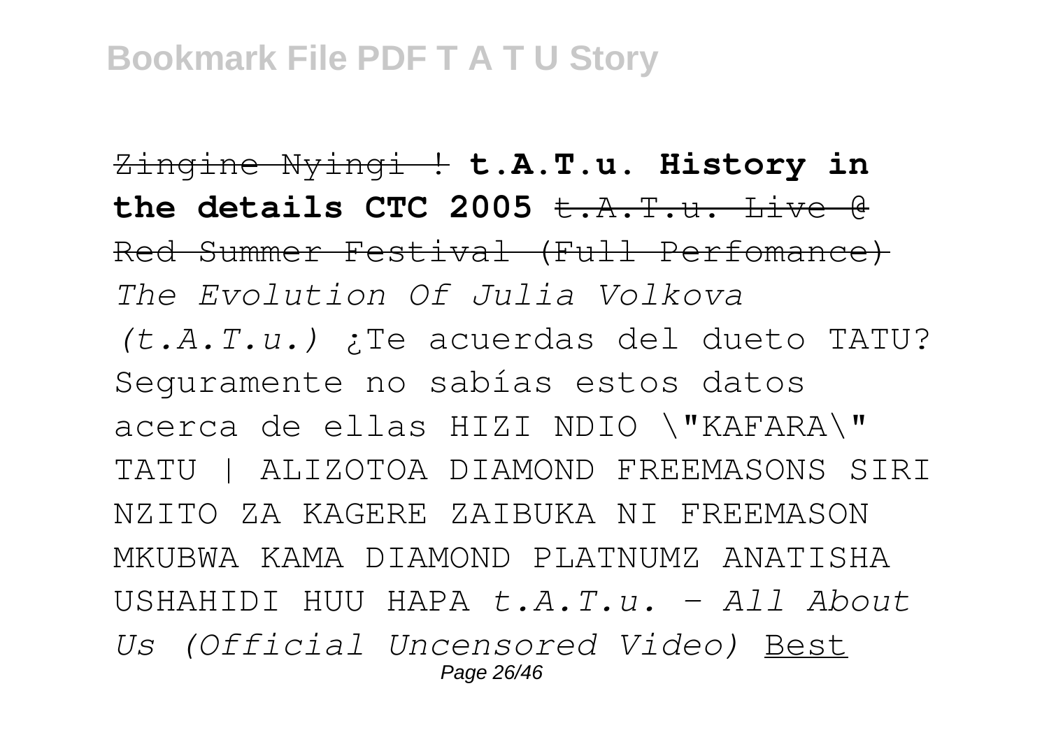~~Zingine Nyingi !~~ **t.A.T.u. History in the details CTC 2005** ~~t.A.T.u. Live @ Red Summer Festival (Full Perfomance)~~ *The Evolution Of Julia Volkova (t.A.T.u.)* ¿Te acuerdas del dueto TATU? Seguramente no sabías estos datos acerca de ellas HIZI NDIO \"KAFARA\" TATU | ALIZOTOA DIAMOND FREEMASONS SIRI NZITO ZA KAGERE ZAIBUKA NI FREEMASON MKUBWA KAMA DIAMOND PLATNUMZ ANATISHA USHAHIDI HUU HAPA *t.A.T.u. - All About Us (Official Uncensored Video)* Best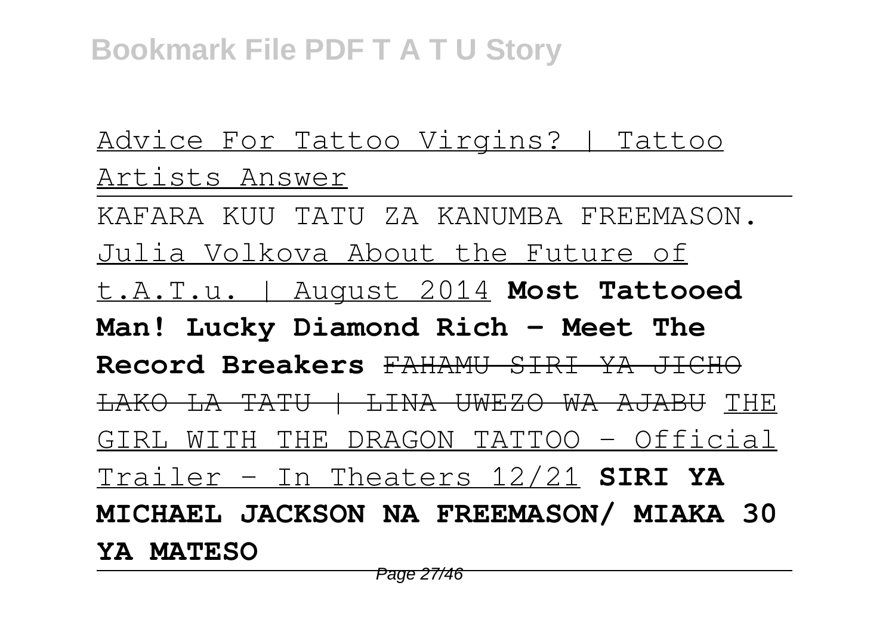Advice For Tattoo Virgins? | Tattoo Artists Answer

KAFARA KUU TATU ZA KANUMBA FREEMASON.

Julia Volkova About the Future of t.A.T.u. | August 2014 **Most Tattooed Man! Lucky Diamond Rich - Meet The Record Breakers** ~~FAHAMU SIRI YA JICHO LAKO LA TATU | LINA UWEZO WA AJABU~~ THE GIRL WITH THE DRAGON TATTOO - Official Trailer - In Theaters 12/21 **SIRI YA MICHAEL JACKSON NA FREEMASON/ MIAKA 30 YA MATESO**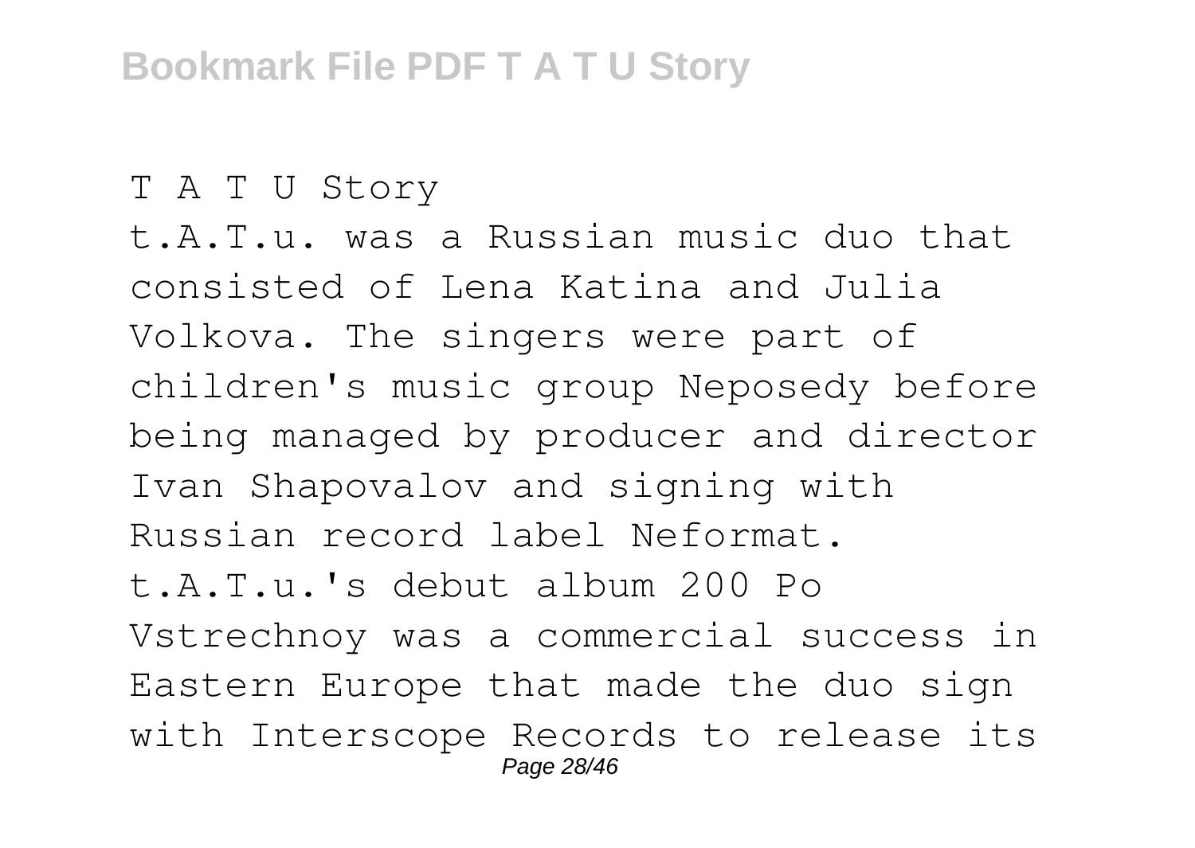T A T U Story

t.A.T.u. was a Russian music duo that consisted of Lena Katina and Julia Volkova. The singers were part of children's music group Neposedy before being managed by producer and director Ivan Shapovalov and signing with Russian record label Neformat. t.A.T.u.'s debut album 200 Po Vstrechnoy was a commercial success in Eastern Europe that made the duo sign with Interscope Records to release its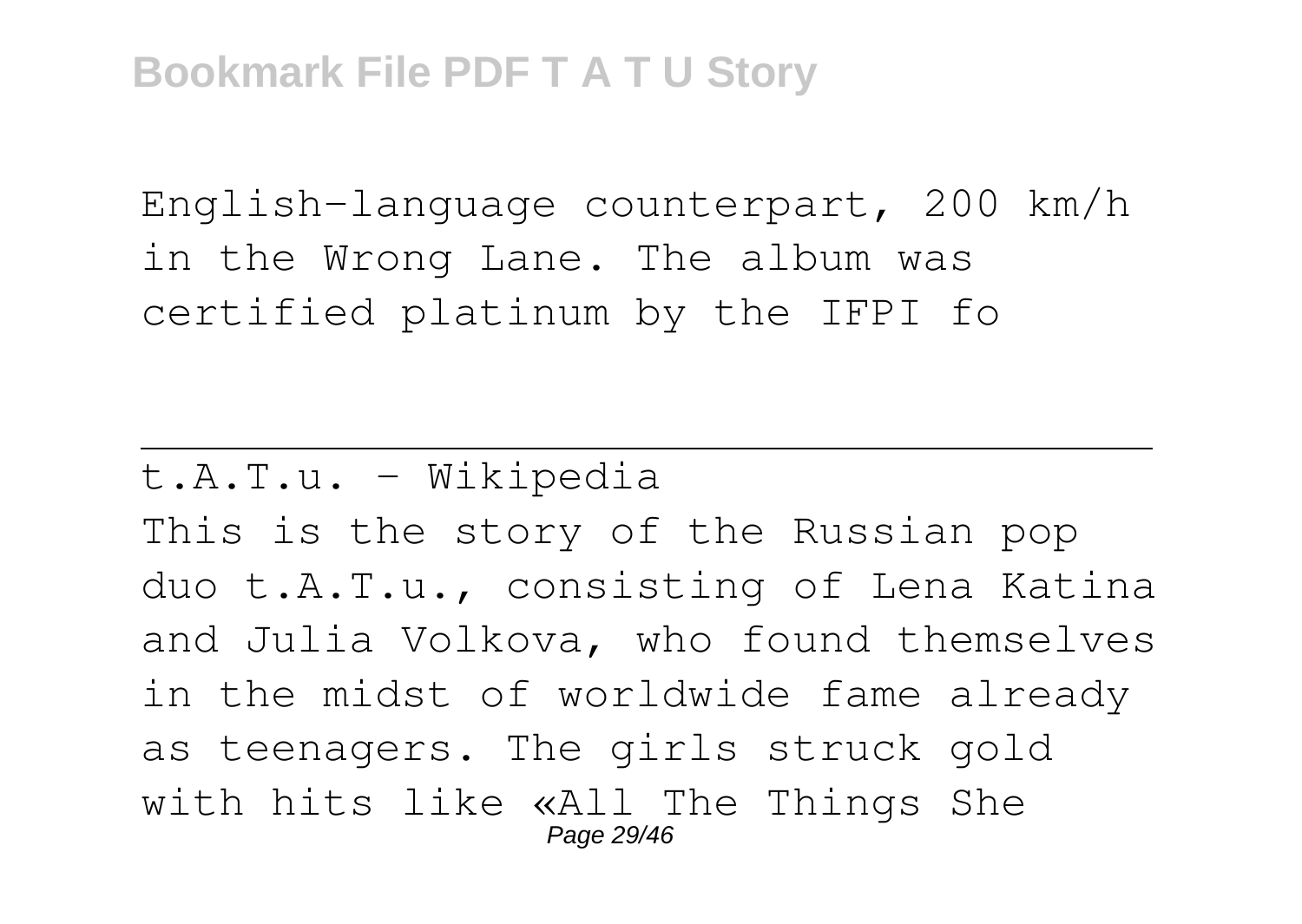English-language counterpart, 200 km/h in the Wrong Lane. The album was certified platinum by the IFPI fo

---

t.A.T.u. - Wikipedia

This is the story of the Russian pop duo t.A.T.u., consisting of Lena Katina and Julia Volkova, who found themselves in the midst of worldwide fame already as teenagers. The girls struck gold with hits like «All The Things She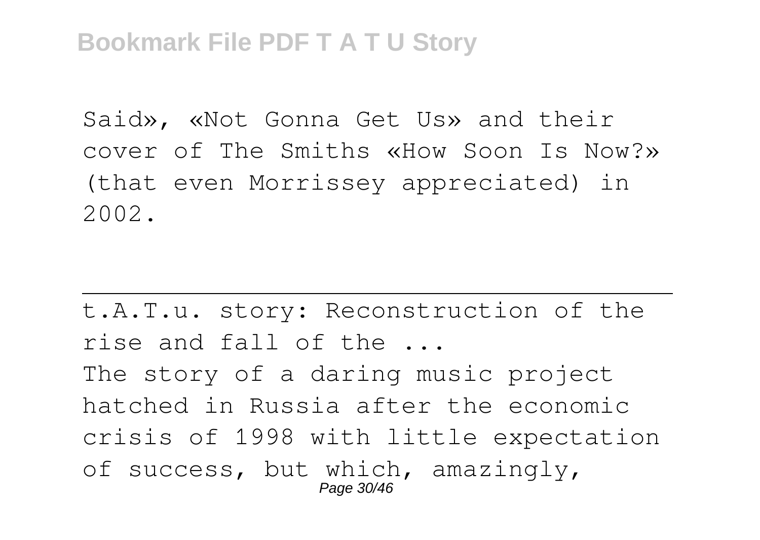Said», «Not Gonna Get Us» and their cover of The Smiths «How Soon Is Now?» (that even Morrissey appreciated) in 2002.

---

t.A.T.u. story: Reconstruction of the rise and fall of the ...

The story of a daring music project hatched in Russia after the economic crisis of 1998 with little expectation of success, but which, amazingly,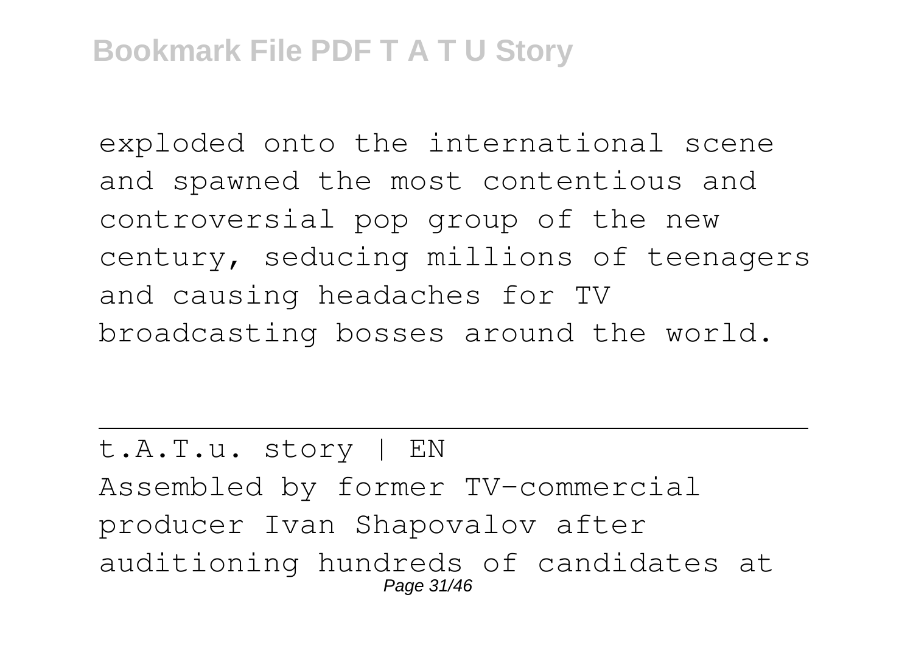exploded onto the international scene and spawned the most contentious and controversial pop group of the new century, seducing millions of teenagers and causing headaches for TV broadcasting bosses around the world.

---

t.A.T.u. story | EN

Assembled by former TV-commercial producer Ivan Shapovalov after auditioning hundreds of candidates at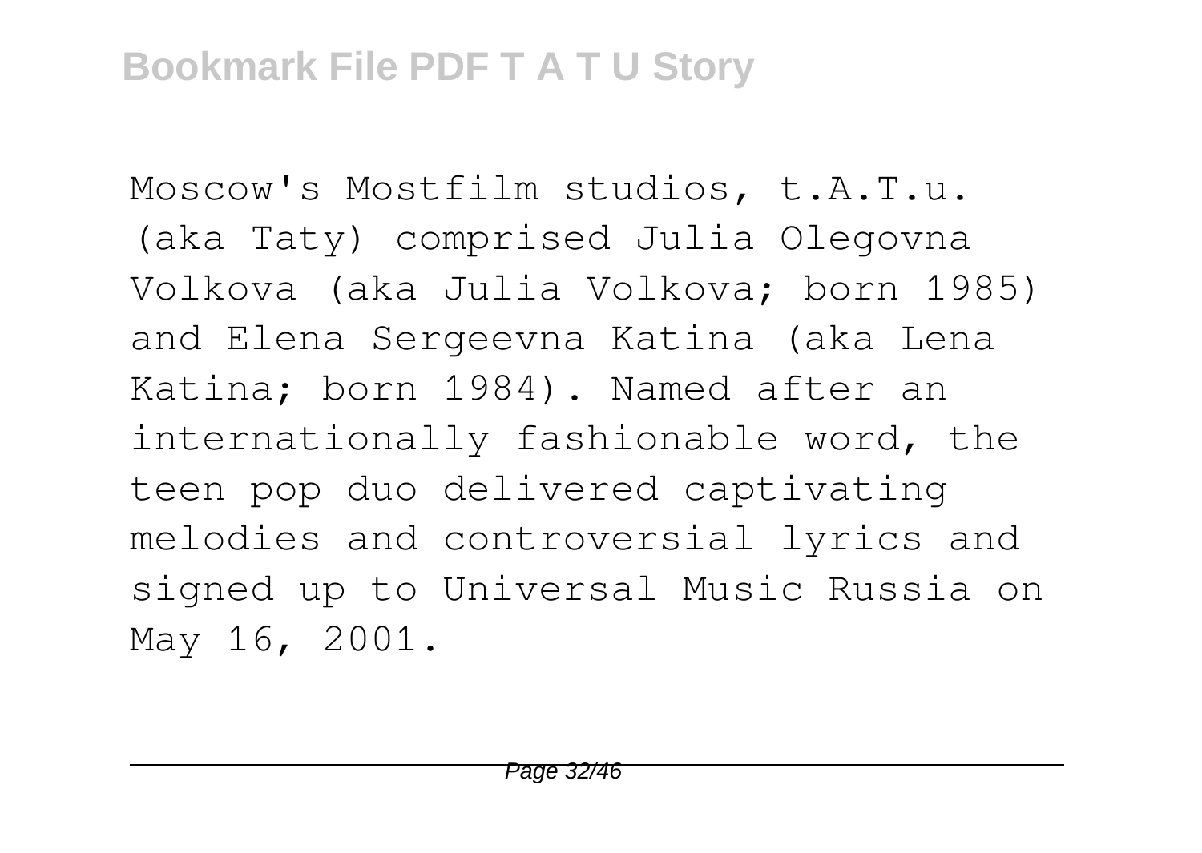Moscow's Mostfilm studios, t.A.T.u. (aka Taty) comprised Julia Olegovna Volkova (aka Julia Volkova; born 1985) and Elena Sergeevna Katina (aka Lena Katina; born 1984). Named after an internationally fashionable word, the teen pop duo delivered captivating melodies and controversial lyrics and signed up to Universal Music Russia on May 16, 2001.

---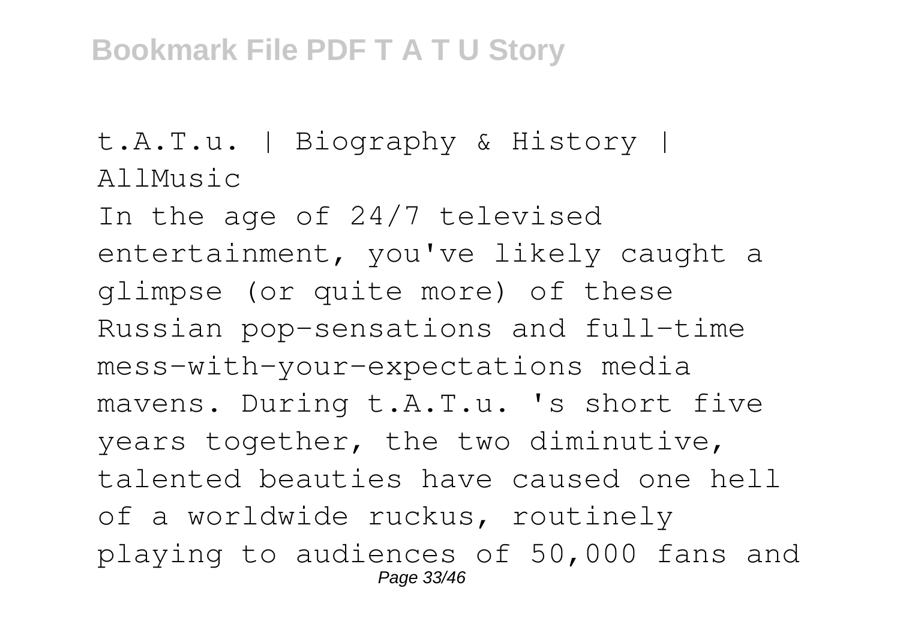t.A.T.u. | Biography & History | AllMusic

In the age of 24/7 televised entertainment, you've likely caught a glimpse (or quite more) of these Russian pop-sensations and full-time mess-with-your-expectations media mavens. During t.A.T.u. 's short five years together, the two diminutive, talented beauties have caused one hell of a worldwide ruckus, routinely playing to audiences of 50,000 fans and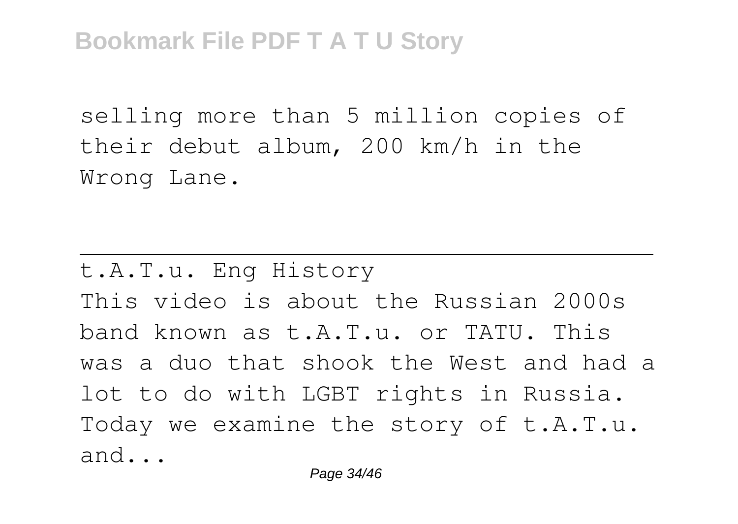selling more than 5 million copies of their debut album, 200 km/h in the Wrong Lane.

---

t.A.T.u. Eng History

This video is about the Russian 2000s band known as t.A.T.u. or TATU. This was a duo that shook the West and had a lot to do with LGBT rights in Russia. Today we examine the story of t.A.T.u. and...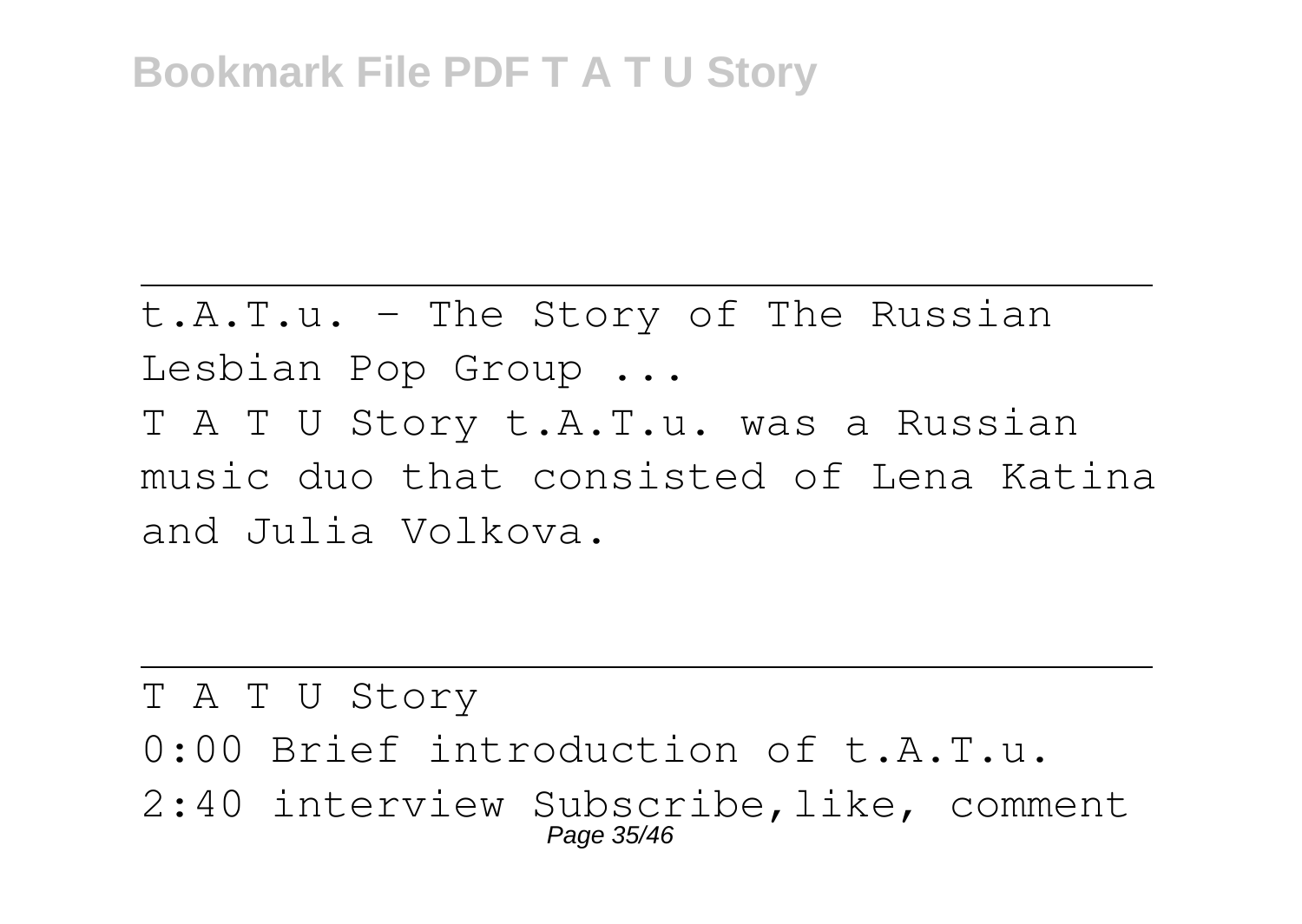---

t.A.T.u. - The Story of The Russian Lesbian Pop Group ...

T A T U Story t.A.T.u. was a Russian music duo that consisted of Lena Katina and Julia Volkova.

---

T A T U Story

0:00 Brief introduction of t.A.T.u.

2:40 interview Subscribe,like, comment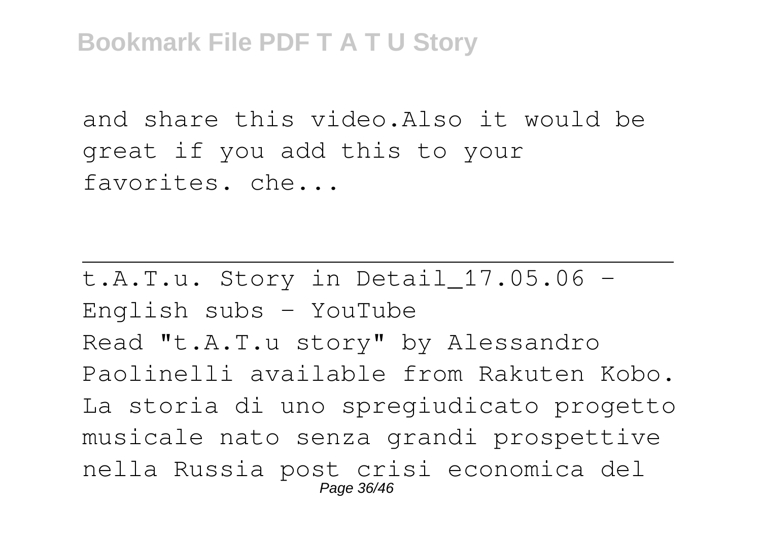and share this video.Also it would be great if you add this to your favorites. che...

---

t.A.T.u. Story in Detail_17.05.06 - English subs - YouTube

Read "t.A.T.u story" by Alessandro Paolinelli available from Rakuten Kobo. La storia di uno spregiudicato progetto musicale nato senza grandi prospettive nella Russia post crisi economica del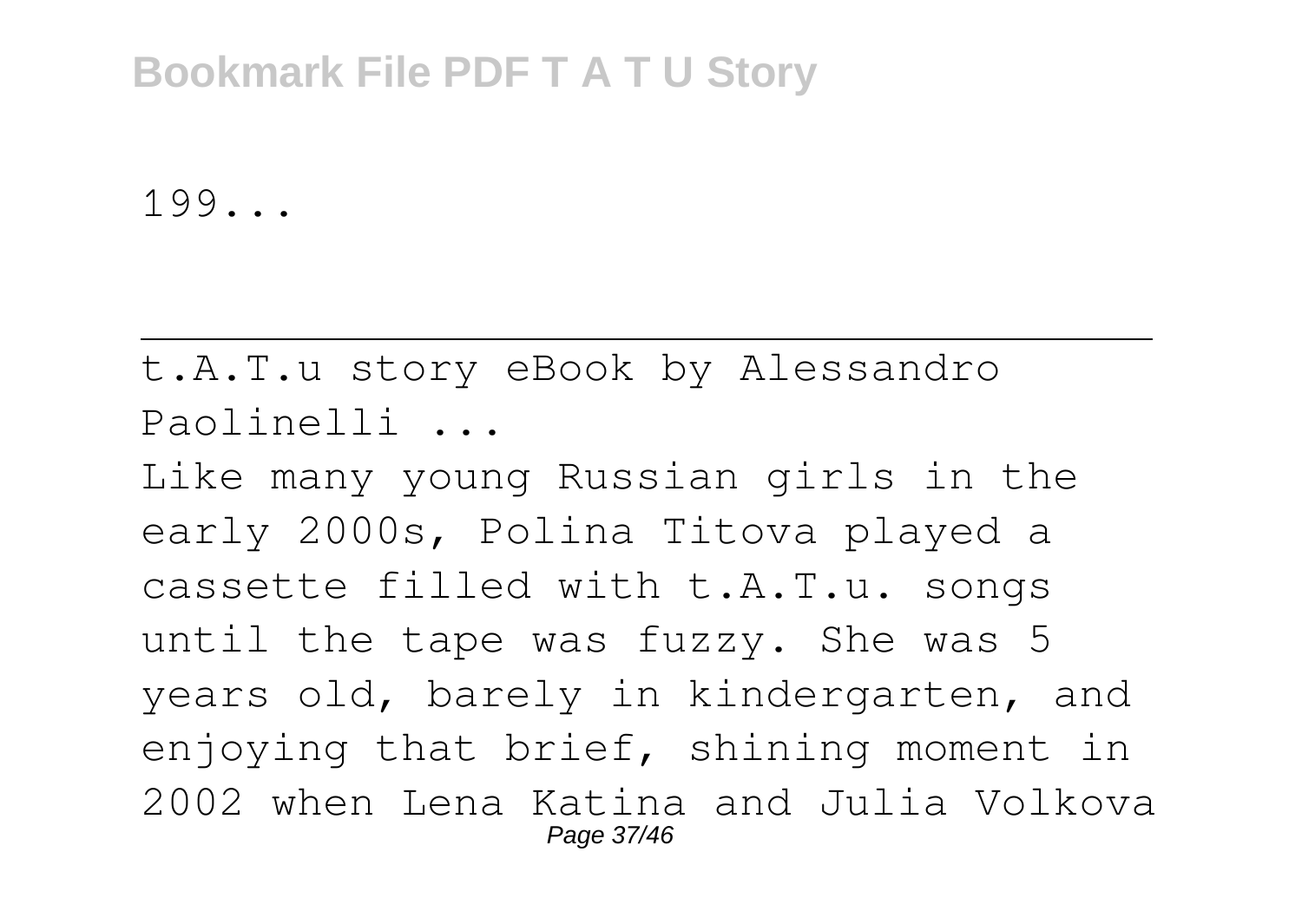199...

---

t.A.T.u story eBook by Alessandro Paolinelli ...

Like many young Russian girls in the early 2000s, Polina Titova played a cassette filled with t.A.T.u. songs until the tape was fuzzy. She was 5 years old, barely in kindergarten, and enjoying that brief, shining moment in 2002 when Lena Katina and Julia Volkova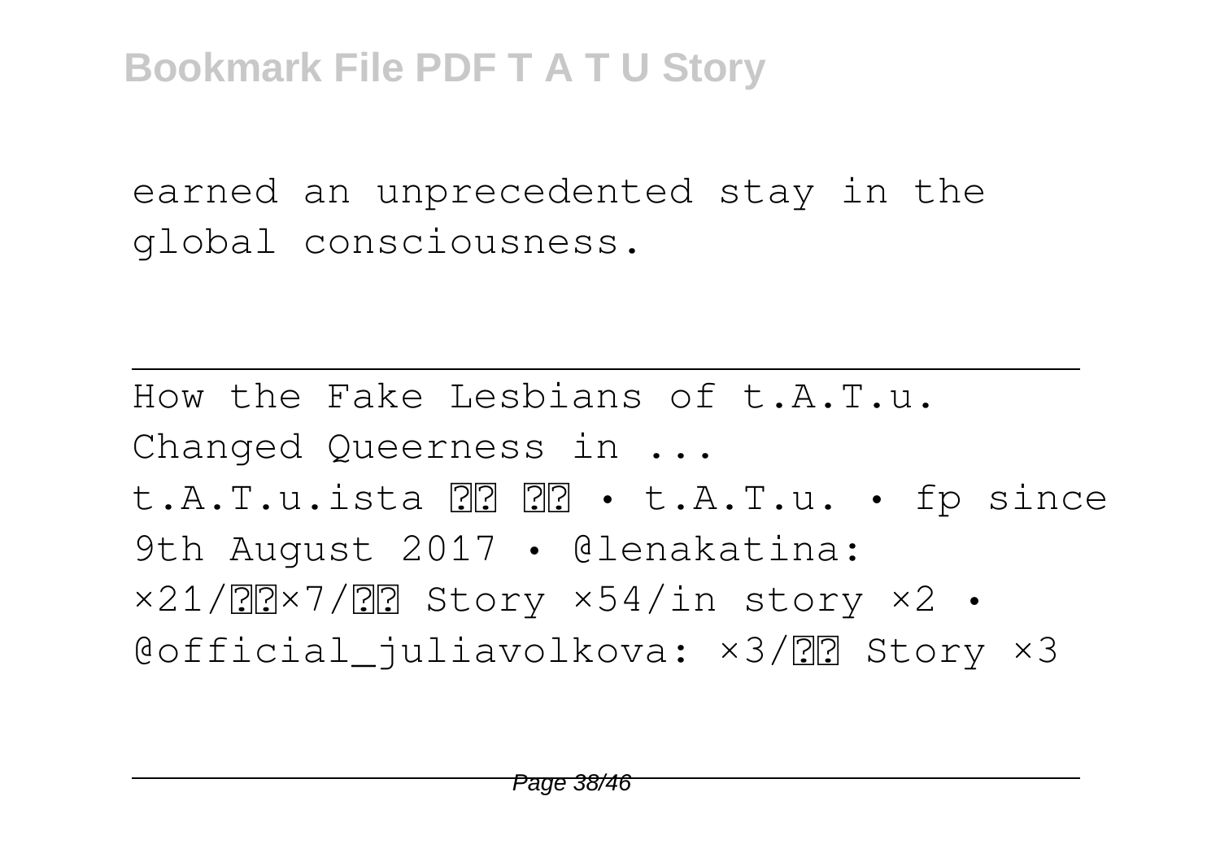earned an unprecedented stay in the global consciousness.

---

How the Fake Lesbians of t.A.T.u. Changed Queerness in ...

t.A.T.u.ista ?? ?? • t.A.T.u. • fp since 9th August 2017 • @lenakatina: ×21/??×7/?? Story ×54/in story ×2 • @official_juliavolkova: ×3/?? Story ×3

---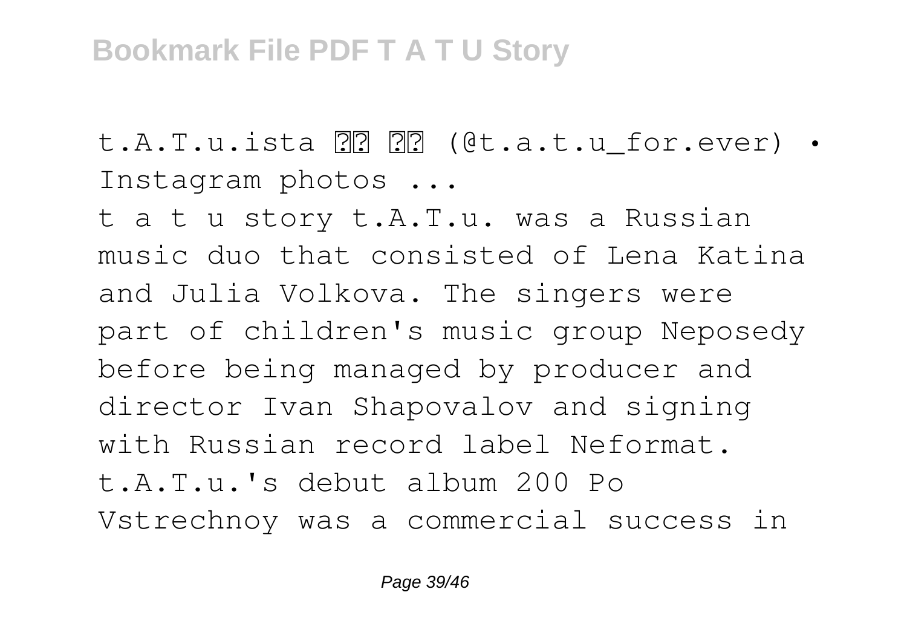t.A.T.u.ista ?? ?? (@t.a.t.u_for.ever) • Instagram photos ...

t a t u story t.A.T.u. was a Russian music duo that consisted of Lena Katina and Julia Volkova. The singers were part of children's music group Neposedy before being managed by producer and director Ivan Shapovalov and signing with Russian record label Neformat. t.A.T.u.'s debut album 200 Po Vstrechnoy was a commercial success in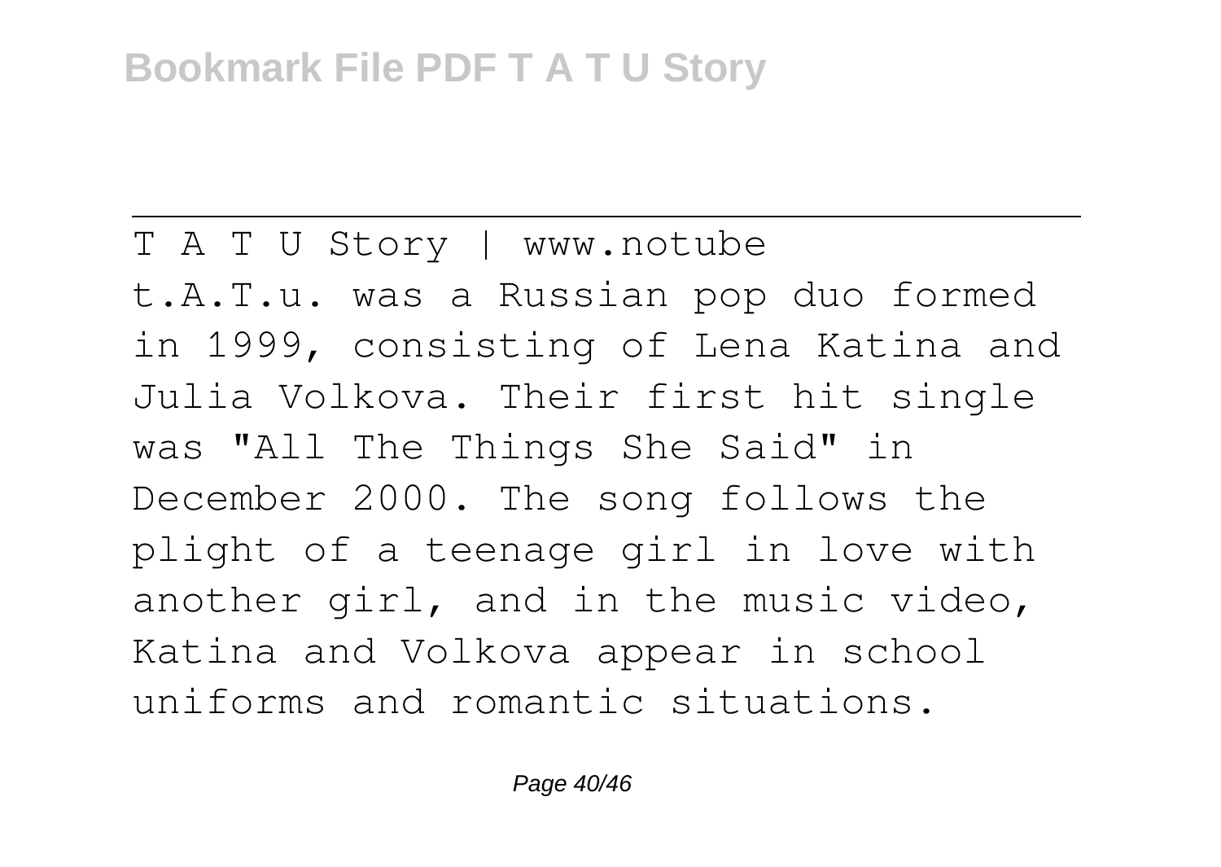T A T U Story | www.notube

t.A.T.u. was a Russian pop duo formed in 1999, consisting of Lena Katina and Julia Volkova. Their first hit single was "All The Things She Said" in December 2000. The song follows the plight of a teenage girl in love with another girl, and in the music video, Katina and Volkova appear in school uniforms and romantic situations.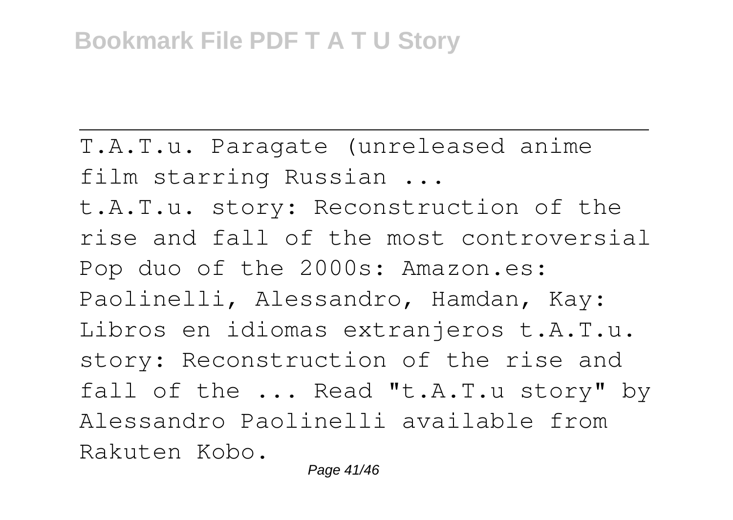T.A.T.u. Paragate (unreleased anime film starring Russian ...

t.A.T.u. story: Reconstruction of the rise and fall of the most controversial Pop duo of the 2000s: Amazon.es: Paolinelli, Alessandro, Hamdan, Kay: Libros en idiomas extranjeros t.A.T.u. story: Reconstruction of the rise and fall of the ... Read "t.A.T.u story" by Alessandro Paolinelli available from Rakuten Kobo.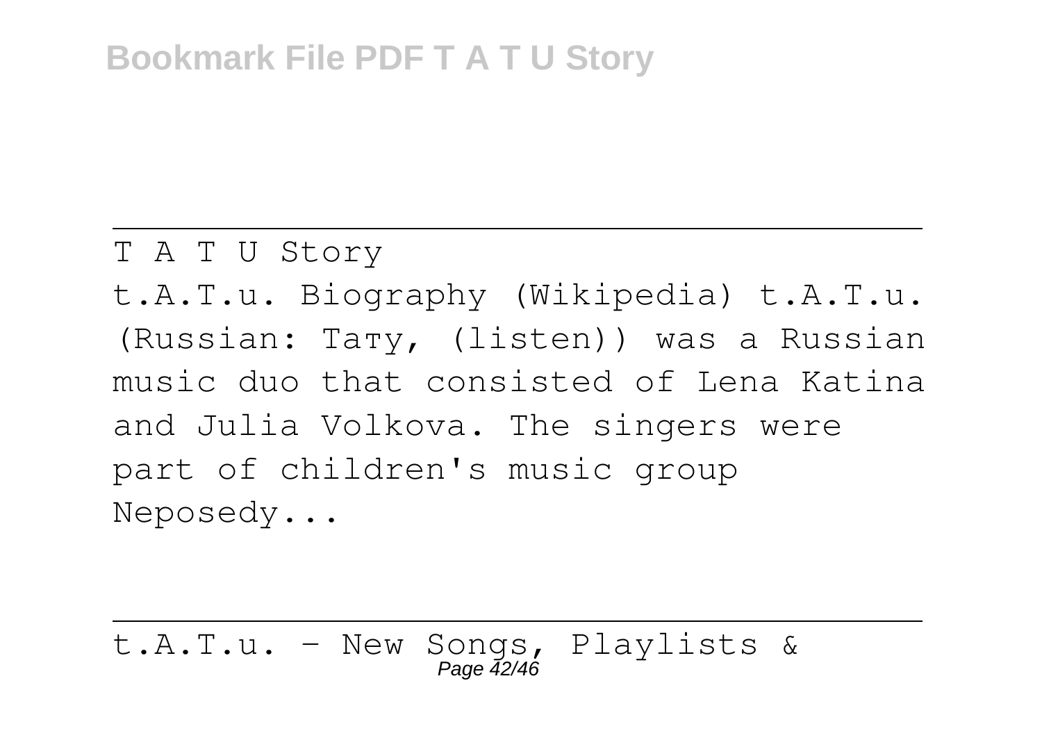T A T U Story

t.A.T.u. Biography (Wikipedia) t.A.T.u. (Russian: Тату, (listen)) was a Russian music duo that consisted of Lena Katina and Julia Volkova. The singers were part of children's music group Neposedy...

---

t.A.T.u. - New Songs, Playlists &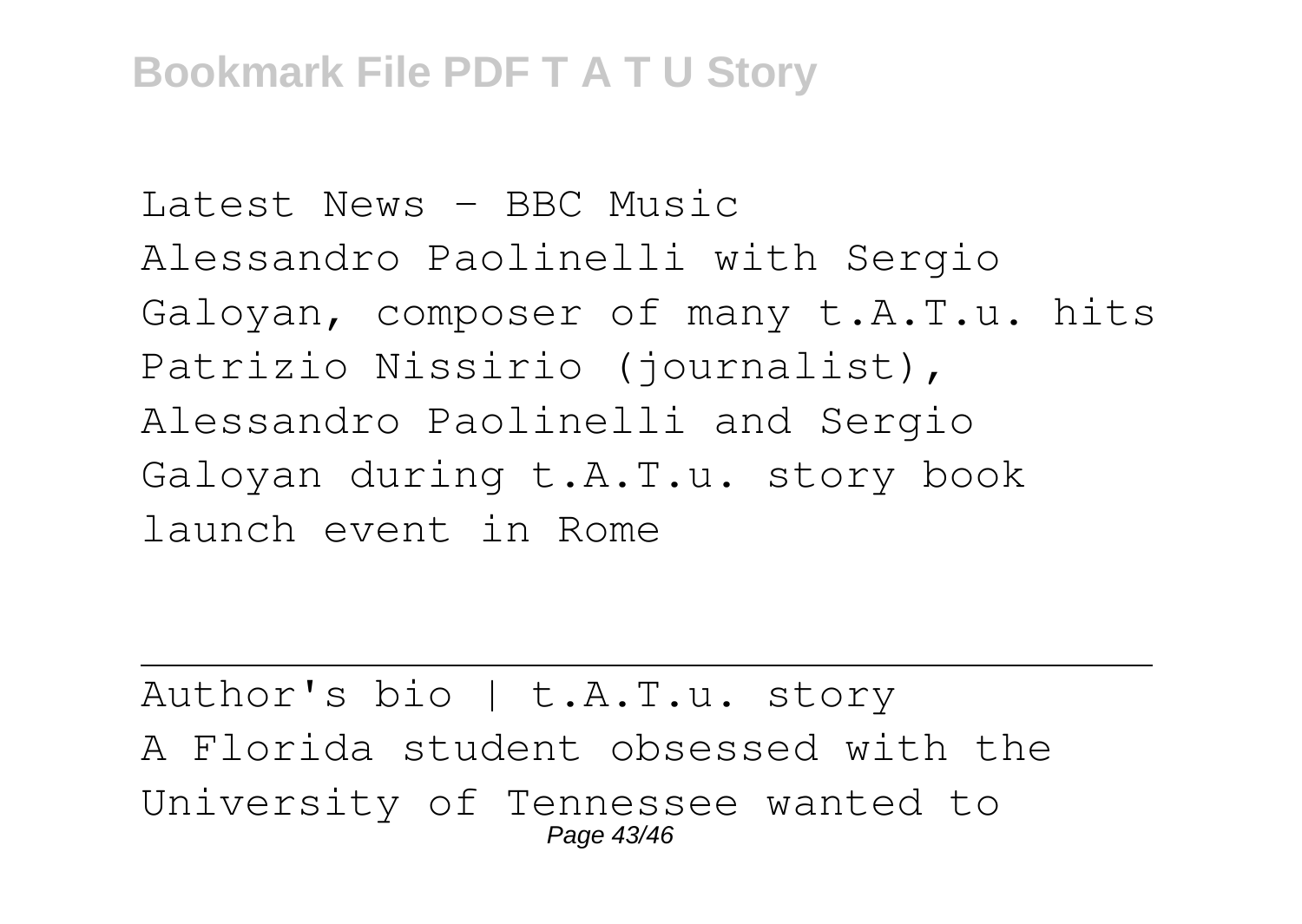Latest News - BBC Music
Alessandro Paolinelli with Sergio Galoyan, composer of many t.A.T.u. hits
Patrizio Nissirio (journalist), Alessandro Paolinelli and Sergio Galoyan during t.A.T.u. story book launch event in Rome

---

Author's bio | t.A.T.u. story
A Florida student obsessed with the University of Tennessee wanted to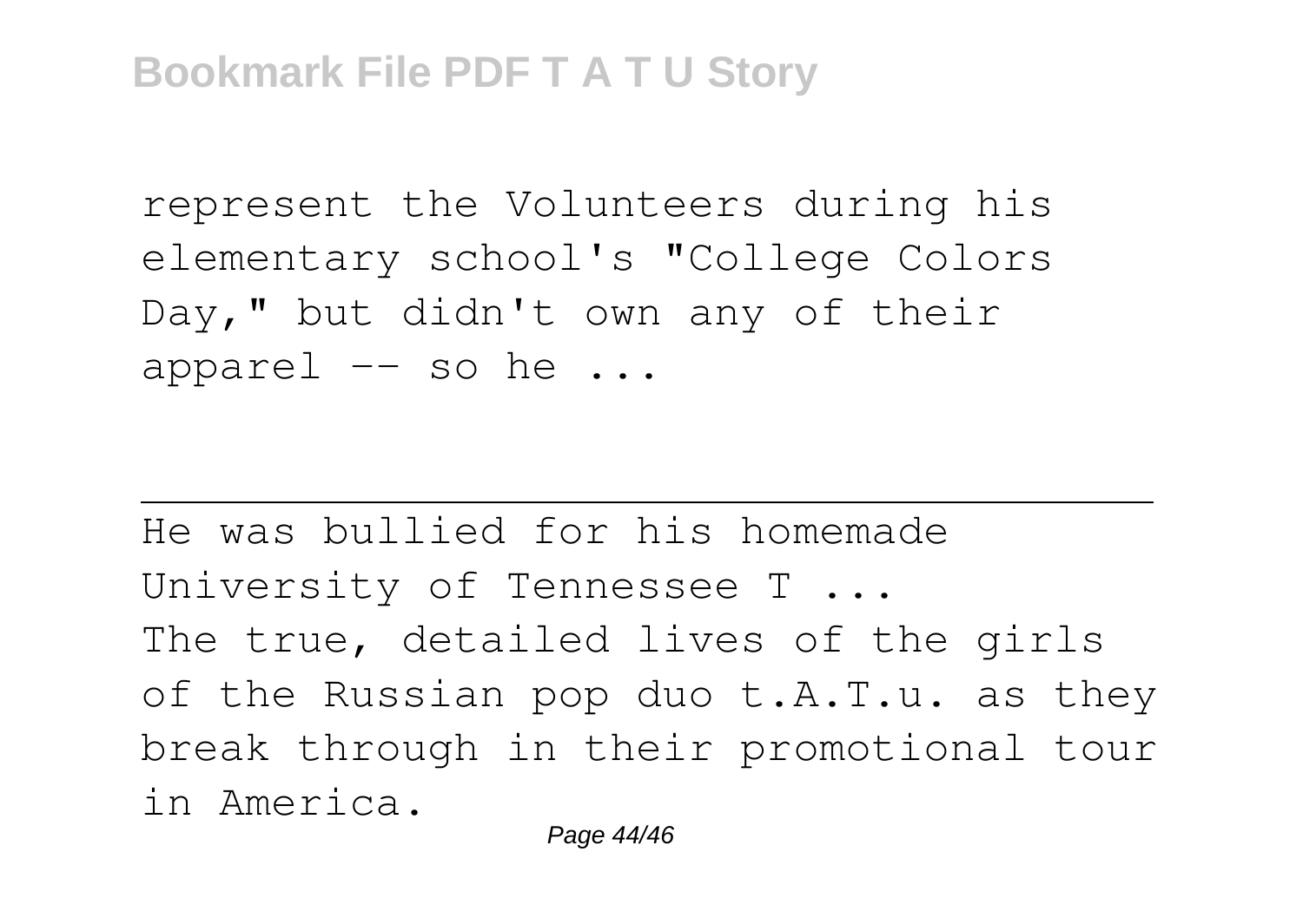represent the Volunteers during his elementary school's "College Colors Day," but didn't own any of their apparel -- so he ...

---

He was bullied for his homemade University of Tennessee T ...

The true, detailed lives of the girls of the Russian pop duo t.A.T.u. as they break through in their promotional tour in America.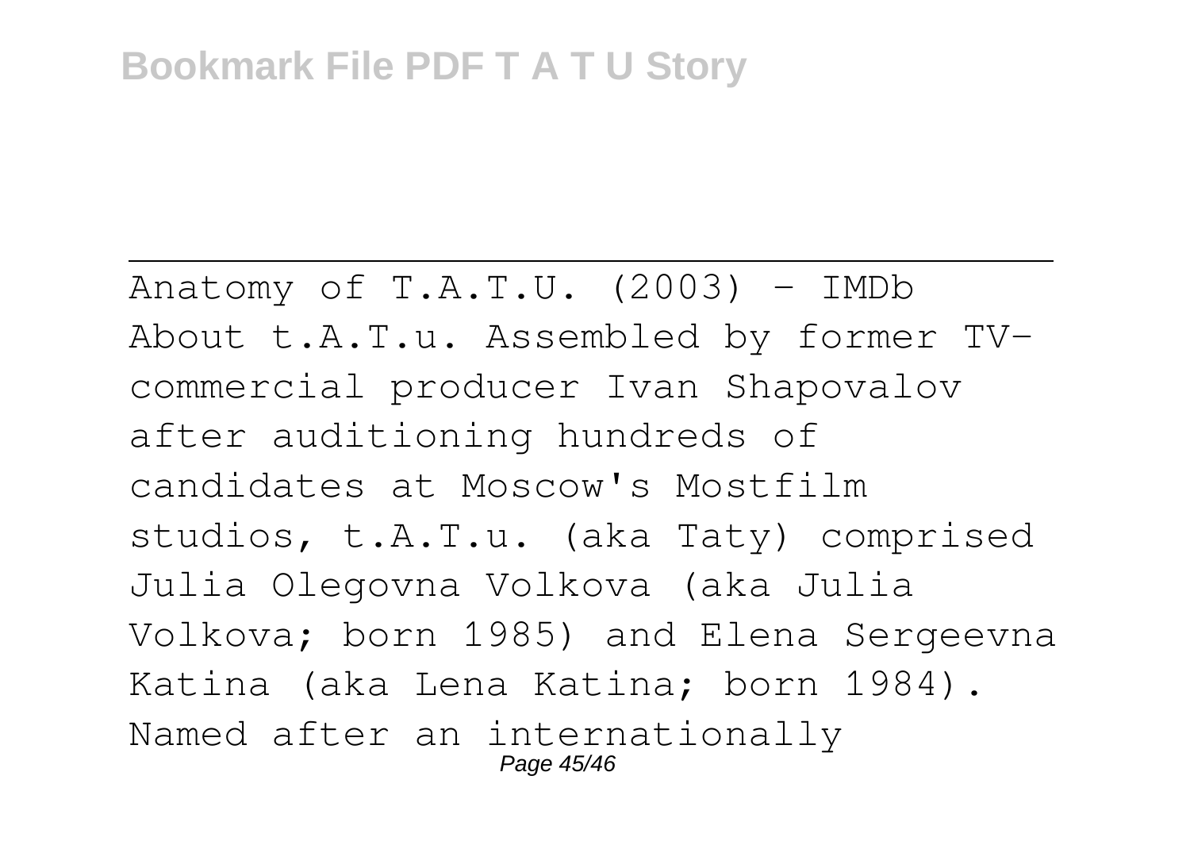Anatomy of T.A.T.U. (2003) - IMDb

About t.A.T.u. Assembled by former TV-commercial producer Ivan Shapovalov after auditioning hundreds of candidates at Moscow's Mostfilm studios, t.A.T.u. (aka Taty) comprised Julia Olegovna Volkova (aka Julia Volkova; born 1985) and Elena Sergeevna Katina (aka Lena Katina; born 1984). Named after an internationally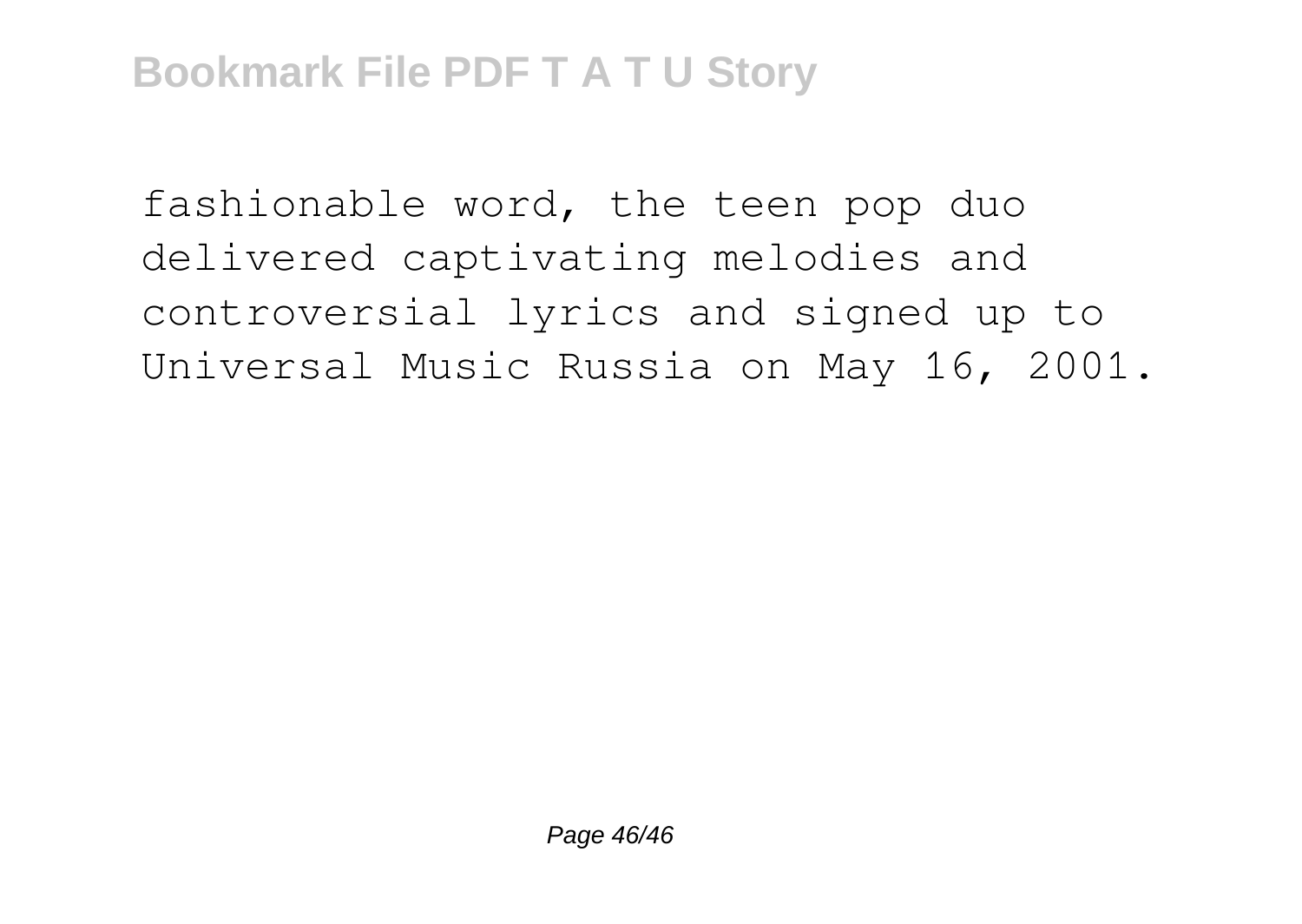fashionable word, the teen pop duo delivered captivating melodies and controversial lyrics and signed up to Universal Music Russia on May 16, 2001.